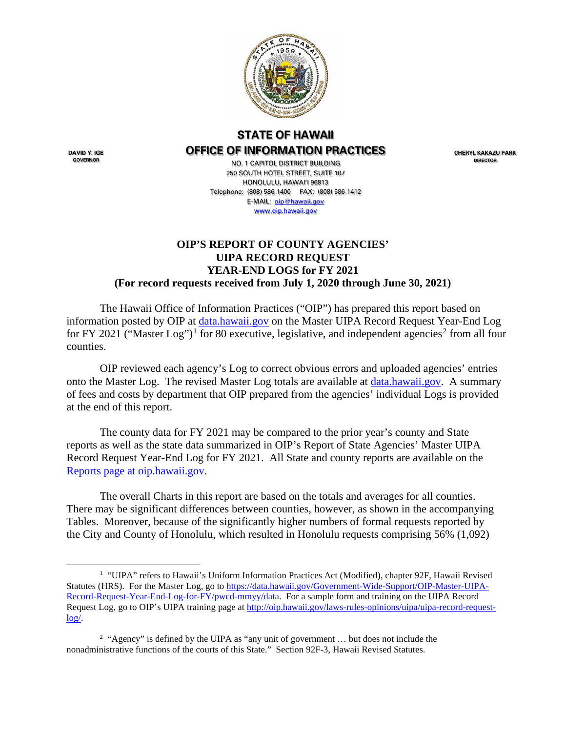**STATE OF HAWAII**
**OFFICE OF INFORMATION PRACTICES**

DAVID Y. IGE
GOVERNOR

CHERYL KAKAZU PARK
DIRECTOR

NO. 1 CAPITOL DISTRICT BUILDING
250 SOUTH HOTEL STREET, SUITE 107
HONOLULU, HAWAI'I 96813
Telephone: (808) 586-1400 FAX: (808) 586-1412
E-MAIL: oip@hawaii.gov
www.oip.hawaii.gov

# OIP'S REPORT OF COUNTY AGENCIES' UIPA RECORD REQUEST YEAR-END LOGS for FY 2021

## (For record requests received from July 1, 2020 through June 30, 2021)

The Hawaii Office of Information Practices ("OIP") has prepared this report based on information posted by OIP at data.hawaii.gov on the Master UIPA Record Request Year-End Log for FY 2021 ("Master Log")[1] for 80 executive, legislative, and independent agencies[2] from all four counties.

OIP reviewed each agency's Log to correct obvious errors and uploaded agencies' entries onto the Master Log. The revised Master Log totals are available at data.hawaii.gov. A summary of fees and costs by department that OIP prepared from the agencies' individual Logs is provided at the end of this report.

The county data for FY 2021 may be compared to the prior year's county and State reports as well as the state data summarized in OIP's Report of State Agencies' Master UIPA Record Request Year-End Log for FY 2021. All State and county reports are available on the Reports page at oip.hawaii.gov.

The overall Charts in this report are based on the totals and averages for all counties. There may be significant differences between counties, however, as shown in the accompanying Tables. Moreover, because of the significantly higher numbers of formal requests reported by the City and County of Honolulu, which resulted in Honolulu requests comprising 56% (1,092)

---

[1] "UIPA" refers to Hawaii's Uniform Information Practices Act (Modified), chapter 92F, Hawaii Revised Statutes (HRS). For the Master Log, go to https://data.hawaii.gov/Government-Wide-Support/OIP-Master-UIPA-Record-Request-Year-End-Log-for-FY/pwcd-mmyy/data. For a sample form and training on the UIPA Record Request Log, go to OIP's UIPA training page at http://oip.hawaii.gov/laws-rules-opinions/uipa/uipa-record-request-log/.

[2] "Agency" is defined by the UIPA as "any unit of government … but does not include the nonadministrative functions of the courts of this State." Section 92F-3, Hawaii Revised Statutes.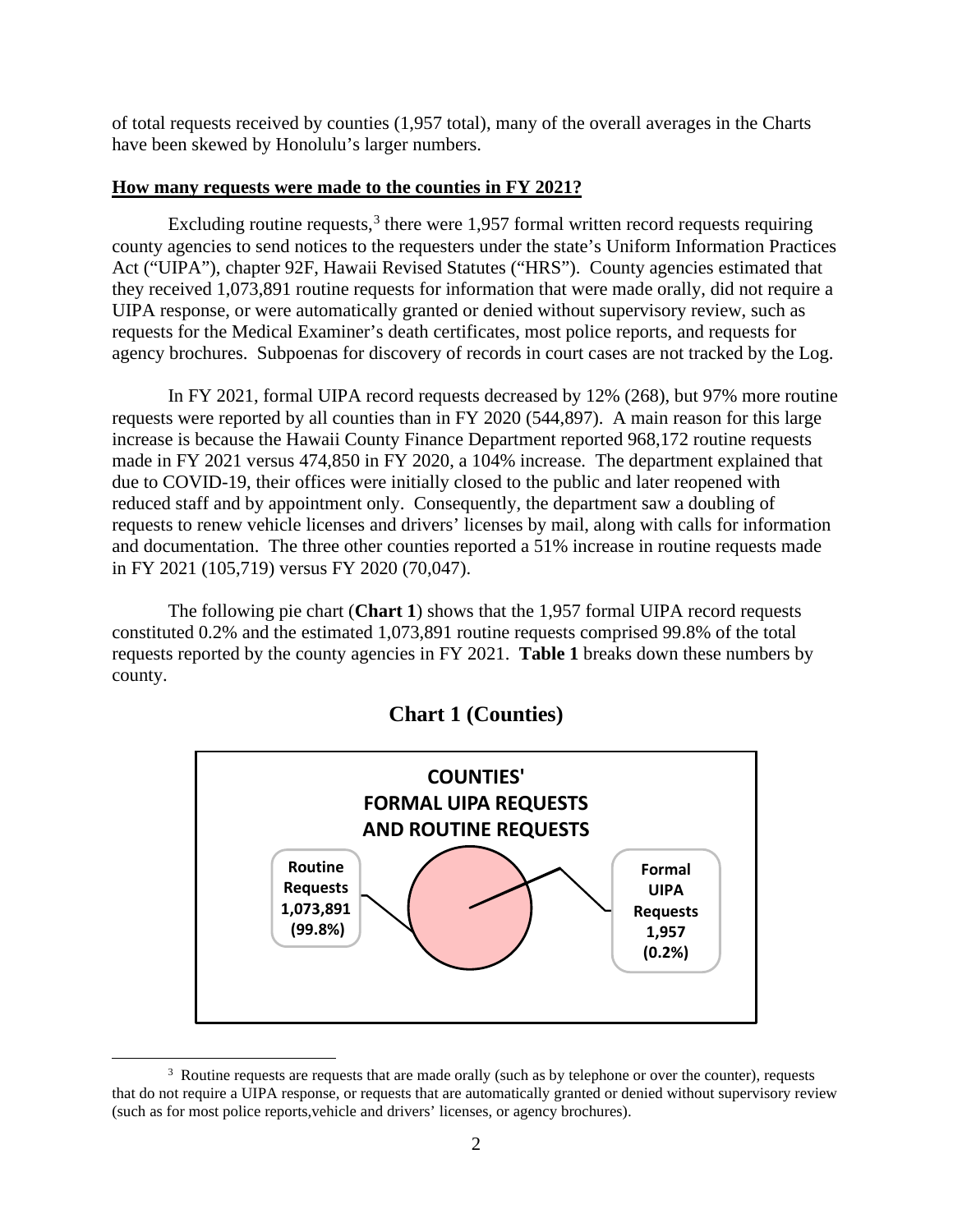of total requests received by counties (1,957 total), many of the overall averages in the Charts have been skewed by Honolulu's larger numbers.

**How many requests were made to the counties in FY 2021?**

Excluding routine requests,[3] there were 1,957 formal written record requests requiring county agencies to send notices to the requesters under the state's Uniform Information Practices Act ("UIPA"), chapter 92F, Hawaii Revised Statutes ("HRS"). County agencies estimated that they received 1,073,891 routine requests for information that were made orally, did not require a UIPA response, or were automatically granted or denied without supervisory review, such as requests for the Medical Examiner's death certificates, most police reports, and requests for agency brochures. Subpoenas for discovery of records in court cases are not tracked by the Log.

In FY 2021, formal UIPA record requests decreased by 12% (268), but 97% more routine requests were reported by all counties than in FY 2020 (544,897). A main reason for this large increase is because the Hawaii County Finance Department reported 968,172 routine requests made in FY 2021 versus 474,850 in FY 2020, a 104% increase. The department explained that due to COVID-19, their offices were initially closed to the public and later reopened with reduced staff and by appointment only. Consequently, the department saw a doubling of requests to renew vehicle licenses and drivers' licenses by mail, along with calls for information and documentation. The three other counties reported a 51% increase in routine requests made in FY 2021 (105,719) versus FY 2020 (70,047).

The following pie chart (**Chart 1**) shows that the 1,957 formal UIPA record requests constituted 0.2% and the estimated 1,073,891 routine requests comprised 99.8% of the total requests reported by the county agencies in FY 2021. **Table 1** breaks down these numbers by county.

## Chart 1 (Counties)

**COUNTIES' FORMAL UIPA REQUESTS AND ROUTINE REQUESTS**

Routine Requests 1,073,891 (99.8%)

Formal UIPA Requests 1,957 (0.2%)

[3] Routine requests are requests that are made orally (such as by telephone or over the counter), requests that do not require a UIPA response, or requests that are automatically granted or denied without supervisory review (such as for most police reports,vehicle and drivers' licenses, or agency brochures).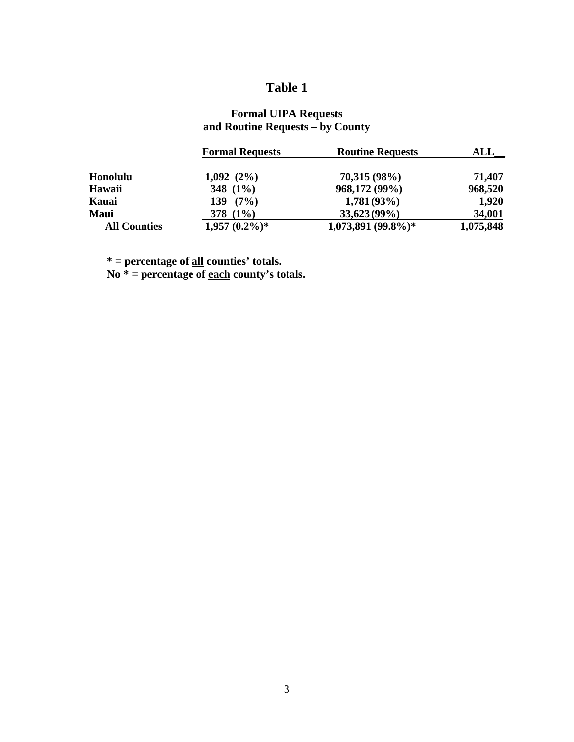# Table 1

## Formal UIPA Requests and Routine Requests – by County

| | Formal Requests | Routine Requests | ALL |
|---|---|---|---|
| **Honolulu** | 1,092 (2%) | 70,315 (98%) | 71,407 |
| **Hawaii** | 348 (1%) | 968,172 (99%) | 968,520 |
| **Kauai** | 139 (7%) | 1,781 (93%) | 1,920 |
| **Maui** | 378 (1%) | 33,623 (99%) | 34,001 |
| **All Counties** | 1,957 (0.2%)* | 1,073,891 (99.8%)* | 1,075,848 |

**\* = percentage of <u>all</u> counties' totals.**
**No \* = percentage of <u>each</u> county's totals.**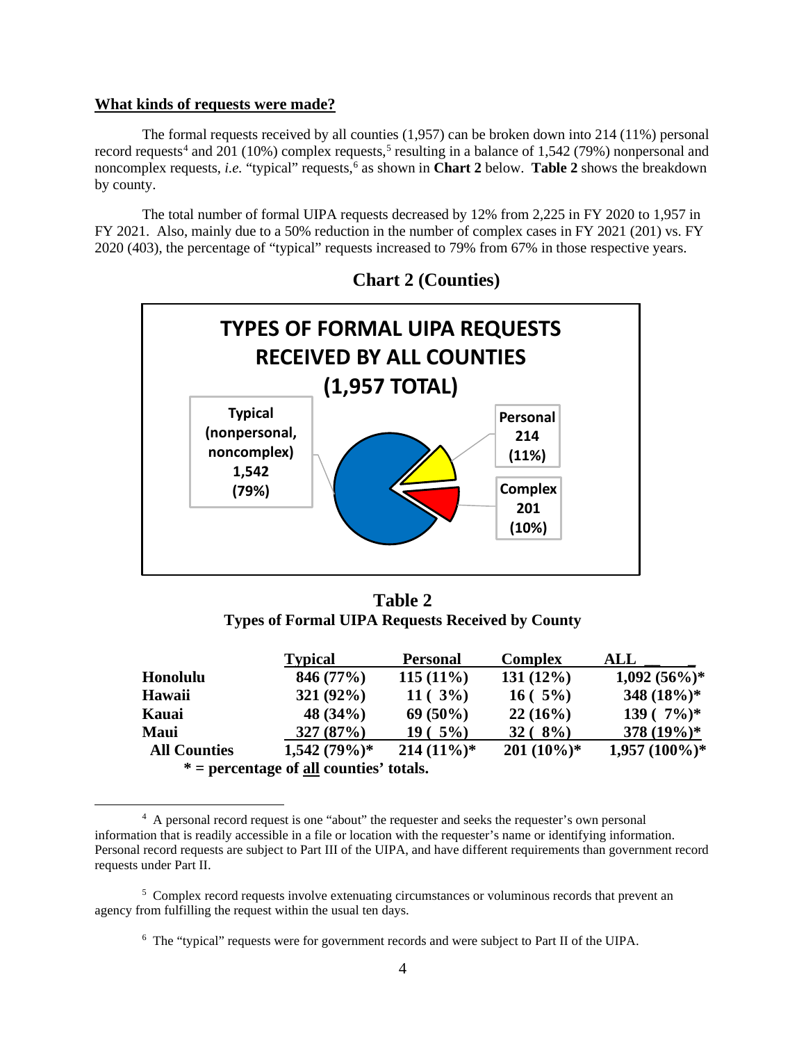**What kinds of requests were made?**

The formal requests received by all counties (1,957) can be broken down into 214 (11%) personal record requests[4] and 201 (10%) complex requests,[5] resulting in a balance of 1,542 (79%) nonpersonal and noncomplex requests, *i.e.* "typical" requests,[6] as shown in **Chart 2** below. **Table 2** shows the breakdown by county.

The total number of formal UIPA requests decreased by 12% from 2,225 in FY 2020 to 1,957 in FY 2021. Also, mainly due to a 50% reduction in the number of complex cases in FY 2021 (201) vs. FY 2020 (403), the percentage of "typical" requests increased to 79% from 67% in those respective years.

## Chart 2 (Counties)

**TYPES OF FORMAL UIPA REQUESTS RECEIVED BY ALL COUNTIES (1,957 TOTAL)**

- **Typical (nonpersonal, noncomplex) 1,542 (79%)**
- **Personal 214 (11%)**
- **Complex 201 (10%)**

## Table 2
**Types of Formal UIPA Requests Received by County**

| | Typical | Personal | Complex | ALL |
|---|---|---|---|---|
| **Honolulu** | 846 (77%) | 115 (11%) | 131 (12%) | 1,092 (56%)* |
| **Hawaii** | 321 (92%) | 11 ( 3%) | 16 ( 5%) | 348 (18%)* |
| **Kauai** | 48 (34%) | 69 (50%) | 22 (16%) | 139 ( 7%)* |
| **Maui** | 327 (87%) | 19 ( 5%) | 32 ( 8%) | 378 (19%)* |
| **All Counties** | 1,542 (79%)* | 214 (11%)* | 201 (10%)* | 1,957 (100%)* |

**\* = percentage of all counties' totals.**

---

[4] A personal record request is one "about" the requester and seeks the requester's own personal information that is readily accessible in a file or location with the requester's name or identifying information. Personal record requests are subject to Part III of the UIPA, and have different requirements than government record requests under Part II.

[5] Complex record requests involve extenuating circumstances or voluminous records that prevent an agency from fulfilling the request within the usual ten days.

[6] The "typical" requests were for government records and were subject to Part II of the UIPA.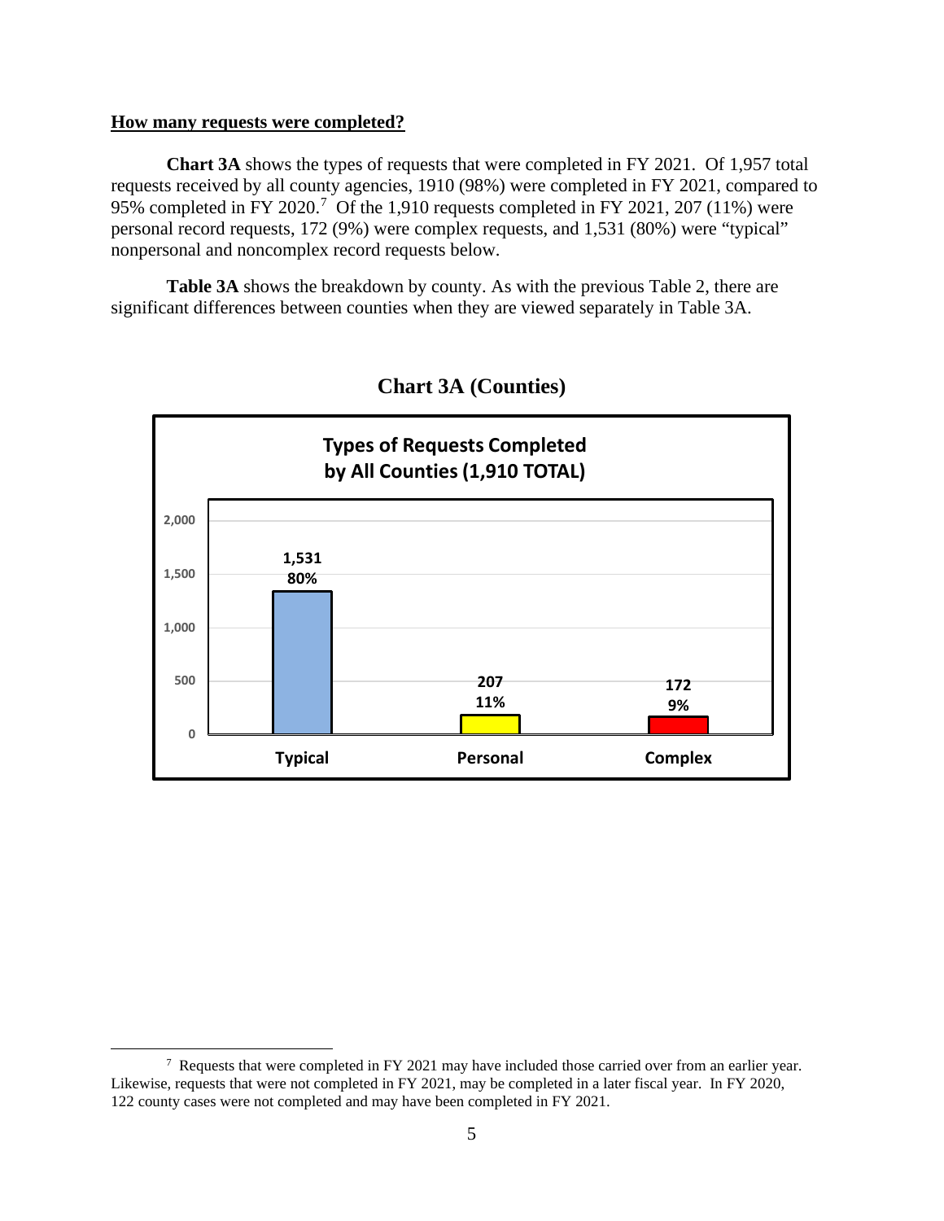**How many requests were completed?**

**Chart 3A** shows the types of requests that were completed in FY 2021. Of 1,957 total requests received by all county agencies, 1910 (98%) were completed in FY 2021, compared to 95% completed in FY 2020.[7] Of the 1,910 requests completed in FY 2021, 207 (11%) were personal record requests, 172 (9%) were complex requests, and 1,531 (80%) were "typical" nonpersonal and noncomplex record requests below.

**Table 3A** shows the breakdown by county. As with the previous Table 2, there are significant differences between counties when they are viewed separately in Table 3A.

## Chart 3A (Counties)

**Types of Requests Completed by All Counties (1,910 TOTAL)**

| Type | Count | Percent |
|---|---|---|
| Typical | 1,531 | 80% |
| Personal | 207 | 11% |
| Complex | 172 | 9% |

---

[7] Requests that were completed in FY 2021 may have included those carried over from an earlier year. Likewise, requests that were not completed in FY 2021, may be completed in a later fiscal year. In FY 2020, 122 county cases were not completed and may have been completed in FY 2021.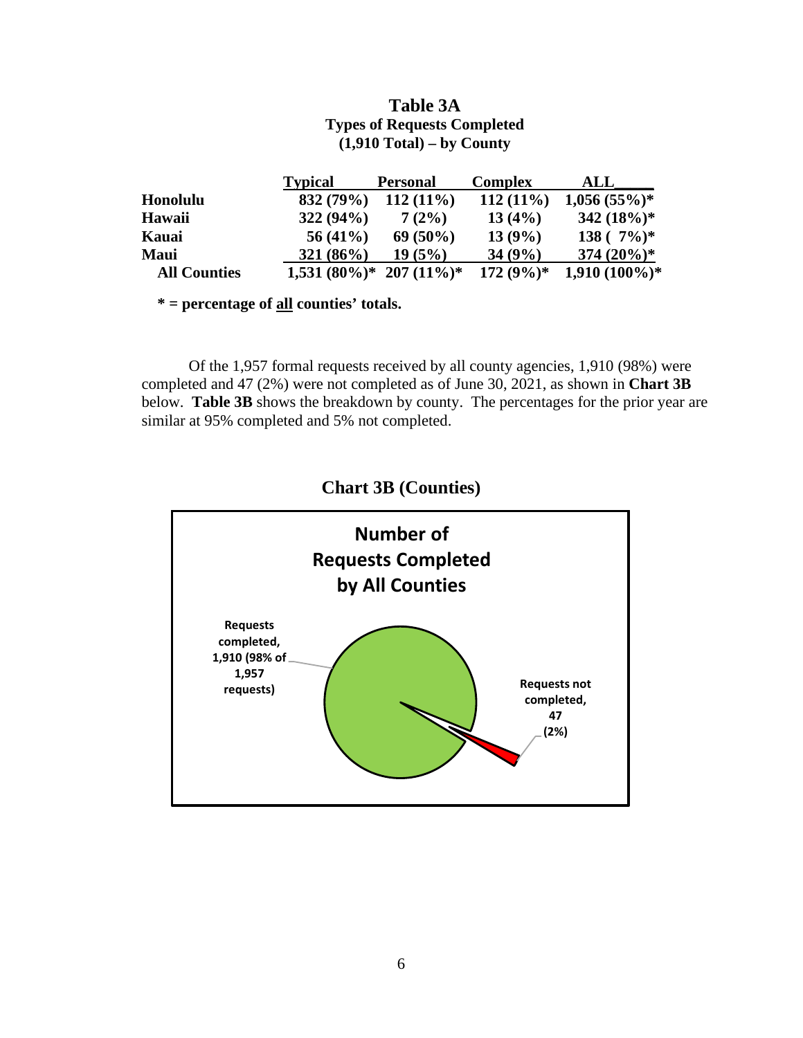**Table 3A**
**Types of Requests Completed**
**(1,910 Total) – by County**

| | Typical | Personal | Complex | ALL |
|---|---|---|---|---|
| **Honolulu** | 832 (79%) | 112 (11%) | 112 (11%) | 1,056 (55%)* |
| **Hawaii** | 322 (94%) | 7 (2%) | 13 (4%) | 342 (18%)* |
| **Kauai** | 56 (41%) | 69 (50%) | 13 (9%) | 138 ( 7%)* |
| **Maui** | 321 (86%) | 19 (5%) | 34 (9%) | 374 (20%)* |
| **All Counties** | 1,531 (80%)* | 207 (11%)* | 172 (9%)* | 1,910 (100%)* |

**\* = percentage of all counties' totals.**

Of the 1,957 formal requests received by all county agencies, 1,910 (98%) were completed and 47 (2%) were not completed as of June 30, 2021, as shown in **Chart 3B** below. **Table 3B** shows the breakdown by county. The percentages for the prior year are similar at 95% completed and 5% not completed.

**Chart 3B (Counties)**

**Number of Requests Completed by All Counties**

Requests completed, 1,910 (98% of 1,957 requests)

Requests not completed, 47 (2%)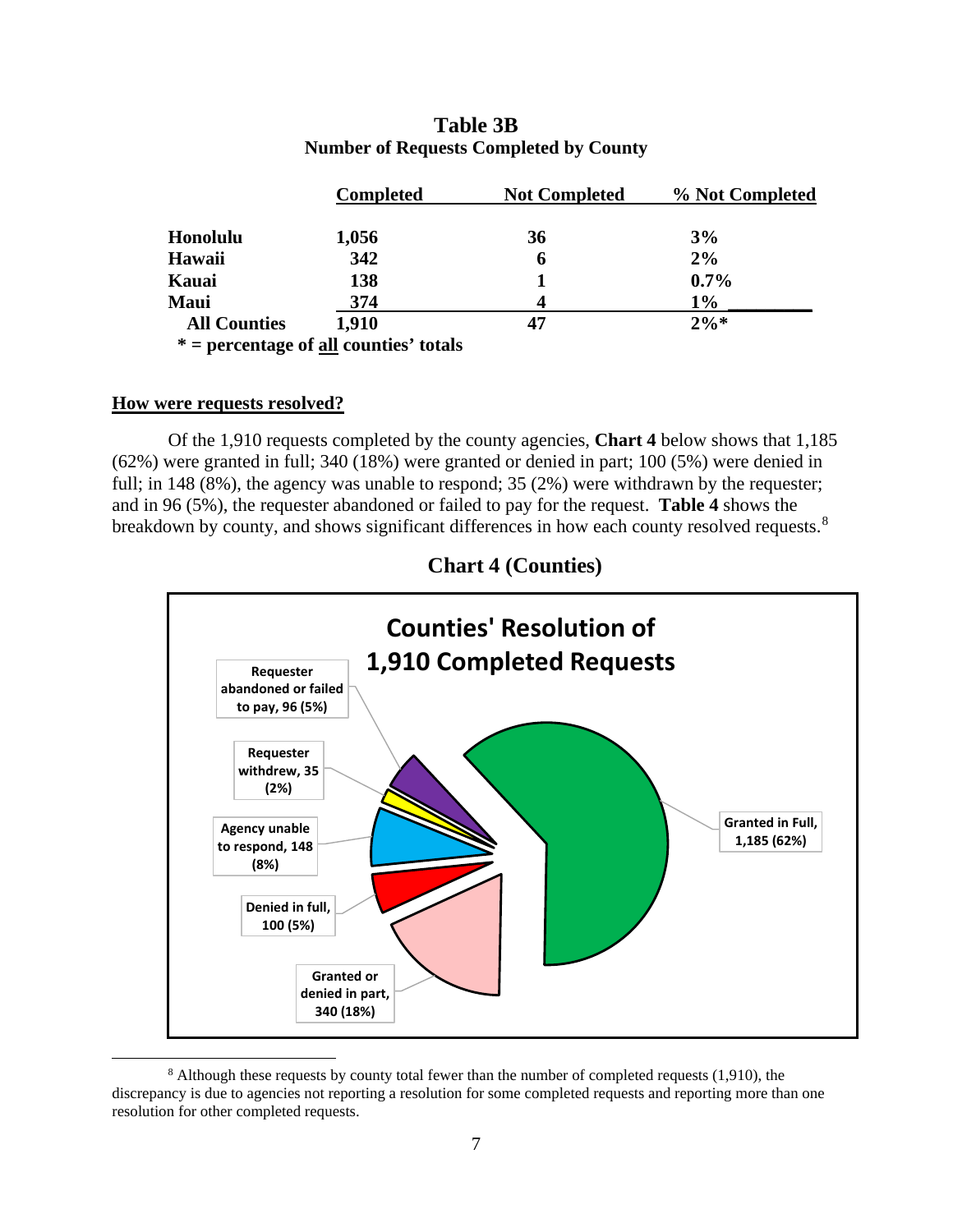**Table 3B**
**Number of Requests Completed by County**

| | Completed | Not Completed | % Not Completed |
|---|---|---|---|
| **Honolulu** | **1,056** | **36** | **3%** |
| **Hawaii** | **342** | **6** | **2%** |
| **Kauai** | **138** | **1** | **0.7%** |
| **Maui** | **374** | **4** | **1%** |
| **All Counties** | **1,910** | **47** | **2%*** |

**\* = percentage of all counties' totals**

**How were requests resolved?**

Of the 1,910 requests completed by the county agencies, **Chart 4** below shows that 1,185 (62%) were granted in full; 340 (18%) were granted or denied in part; 100 (5%) were denied in full; in 148 (8%), the agency was unable to respond; 35 (2%) were withdrawn by the requester; and in 96 (5%), the requester abandoned or failed to pay for the request. **Table 4** shows the breakdown by county, and shows significant differences in how each county resolved requests.[8]

**Chart 4 (Counties)**

**Counties' Resolution of 1,910 Completed Requests**

- Granted in Full, 1,185 (62%)
- Granted or denied in part, 340 (18%)
- Denied in full, 100 (5%)
- Agency unable to respond, 148 (8%)
- Requester withdrew, 35 (2%)
- Requester abandoned or failed to pay, 96 (5%)

[8] Although these requests by county total fewer than the number of completed requests (1,910), the discrepancy is due to agencies not reporting a resolution for some completed requests and reporting more than one resolution for other completed requests.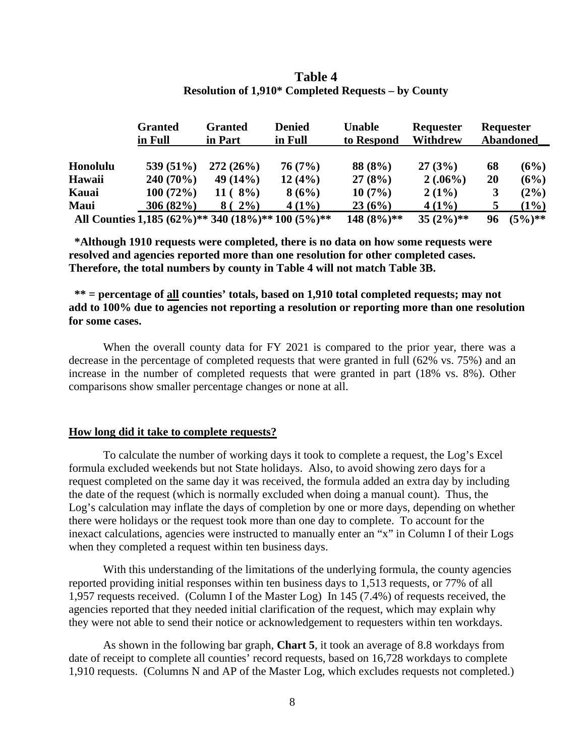## Table 4

**Resolution of 1,910* Completed Requests – by County**

| | Granted in Full | Granted in Part | Denied in Full | Unable to Respond | Requester Withdrew | Requester Abandoned |
|---|---|---|---|---|---|---|
| **Honolulu** | **539 (51%)** | **272 (26%)** | **76 (7%)** | **88 (8%)** | **27 (3%)** | **68 (6%)** |
| **Hawaii** | **240 (70%)** | **49 (14%)** | **12 (4%)** | **27 (8%)** | **2 (.06%)** | **20 (6%)** |
| **Kauai** | **100 (72%)** | **11 ( 8%)** | **8 (6%)** | **10 (7%)** | **2 (1%)** | **3 (2%)** |
| **Maui** | **306 (82%)** | **8 ( 2%)** | **4 (1%)** | **23 (6%)** | **4 (1%)** | **5 (1%)** |
| **All Counties** | **1,185 (62%)**** | **340 (18%)**** | **100 (5%)**** | **148 (8%)**** | **35 (2%)**** | **96 (5%)**** |

**\*Although 1910 requests were completed, there is no data on how some requests were resolved and agencies reported more than one resolution for other completed cases. Therefore, the total numbers by county in Table 4 will not match Table 3B.**

**\*\* = percentage of all counties' totals, based on 1,910 total completed requests; may not add to 100% due to agencies not reporting a resolution or reporting more than one resolution for some cases.**

When the overall county data for FY 2021 is compared to the prior year, there was a decrease in the percentage of completed requests that were granted in full (62% vs. 75%) and an increase in the number of completed requests that were granted in part (18% vs. 8%). Other comparisons show smaller percentage changes or none at all.

**How long did it take to complete requests?**

To calculate the number of working days it took to complete a request, the Log's Excel formula excluded weekends but not State holidays. Also, to avoid showing zero days for a request completed on the same day it was received, the formula added an extra day by including the date of the request (which is normally excluded when doing a manual count). Thus, the Log's calculation may inflate the days of completion by one or more days, depending on whether there were holidays or the request took more than one day to complete. To account for the inexact calculations, agencies were instructed to manually enter an "x" in Column I of their Logs when they completed a request within ten business days.

With this understanding of the limitations of the underlying formula, the county agencies reported providing initial responses within ten business days to 1,513 requests, or 77% of all 1,957 requests received. (Column I of the Master Log) In 145 (7.4%) of requests received, the agencies reported that they needed initial clarification of the request, which may explain why they were not able to send their notice or acknowledgement to requesters within ten workdays.

As shown in the following bar graph, **Chart 5**, it took an average of 8.8 workdays from date of receipt to complete all counties' record requests, based on 16,728 workdays to complete 1,910 requests. (Columns N and AP of the Master Log, which excludes requests not completed.)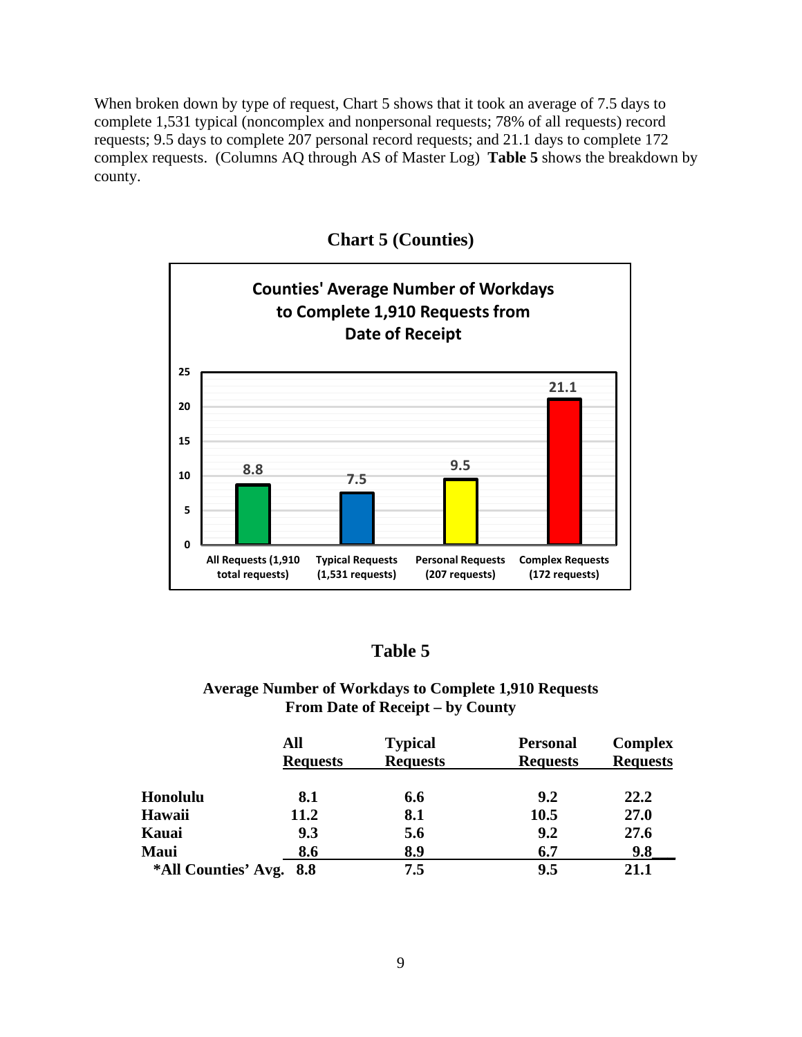When broken down by type of request, Chart 5 shows that it took an average of 7.5 days to complete 1,531 typical (noncomplex and nonpersonal requests; 78% of all requests) record requests; 9.5 days to complete 207 personal record requests; and 21.1 days to complete 172 complex requests. (Columns AQ through AS of Master Log) **Table 5** shows the breakdown by county.

## Chart 5 (Counties)

**Counties' Average Number of Workdays to Complete 1,910 Requests from Date of Receipt**

| Category | Average Workdays |
|---|---|
| All Requests (1,910 total requests) | 8.8 |
| Typical Requests (1,531 requests) | 7.5 |
| Personal Requests (207 requests) | 9.5 |
| Complex Requests (172 requests) | 21.1 |

## Table 5

**Average Number of Workdays to Complete 1,910 Requests From Date of Receipt – by County**

| | All Requests | Typical Requests | Personal Requests | Complex Requests |
|---|---|---|---|---|
| **Honolulu** | 8.1 | 6.6 | 9.2 | 22.2 |
| **Hawaii** | 11.2 | 8.1 | 10.5 | 27.0 |
| **Kauai** | 9.3 | 5.6 | 9.2 | 27.6 |
| **Maui** | 8.6 | 8.9 | 6.7 | 9.8 |
| **\*All Counties' Avg.** | 8.8 | 7.5 | 9.5 | 21.1 |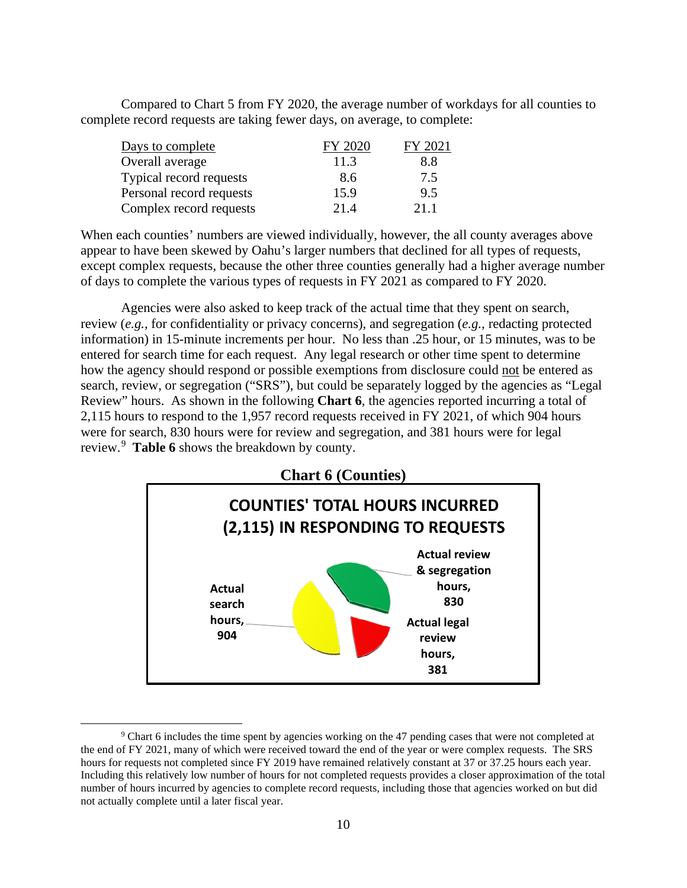Compared to Chart 5 from FY 2020, the average number of workdays for all counties to complete record requests are taking fewer days, on average, to complete:

| Days to complete | FY 2020 | FY 2021 |
|---|---|---|
| Overall average | 11.3 | 8.8 |
| Typical record requests | 8.6 | 7.5 |
| Personal record requests | 15.9 | 9.5 |
| Complex record requests | 21.4 | 21.1 |

When each counties' numbers are viewed individually, however, the all county averages above appear to have been skewed by Oahu's larger numbers that declined for all types of requests, except complex requests, because the other three counties generally had a higher average number of days to complete the various types of requests in FY 2021 as compared to FY 2020.

Agencies were also asked to keep track of the actual time that they spent on search, review (*e.g.,* for confidentiality or privacy concerns), and segregation (*e.g.,* redacting protected information) in 15-minute increments per hour. No less than .25 hour, or 15 minutes, was to be entered for search time for each request. Any legal research or other time spent to determine how the agency should respond or possible exemptions from disclosure could not be entered as search, review, or segregation ("SRS"), but could be separately logged by the agencies as "Legal Review" hours. As shown in the following **Chart 6**, the agencies reported incurring a total of 2,115 hours to respond to the 1,957 record requests received in FY 2021, of which 904 hours were for search, 830 hours were for review and segregation, and 381 hours were for legal review.[9] **Table 6** shows the breakdown by county.

**Chart 6 (Counties)**

**COUNTIES' TOTAL HOURS INCURRED (2,115) IN RESPONDING TO REQUESTS**

| Category | Hours |
|---|---|
| Actual search hours | 904 |
| Actual review & segregation hours | 830 |
| Actual legal review hours | 381 |

[9] Chart 6 includes the time spent by agencies working on the 47 pending cases that were not completed at the end of FY 2021, many of which were received toward the end of the year or were complex requests. The SRS hours for requests not completed since FY 2019 have remained relatively constant at 37 or 37.25 hours each year. Including this relatively low number of hours for not completed requests provides a closer approximation of the total number of hours incurred by agencies to complete record requests, including those that agencies worked on but did not actually complete until a later fiscal year.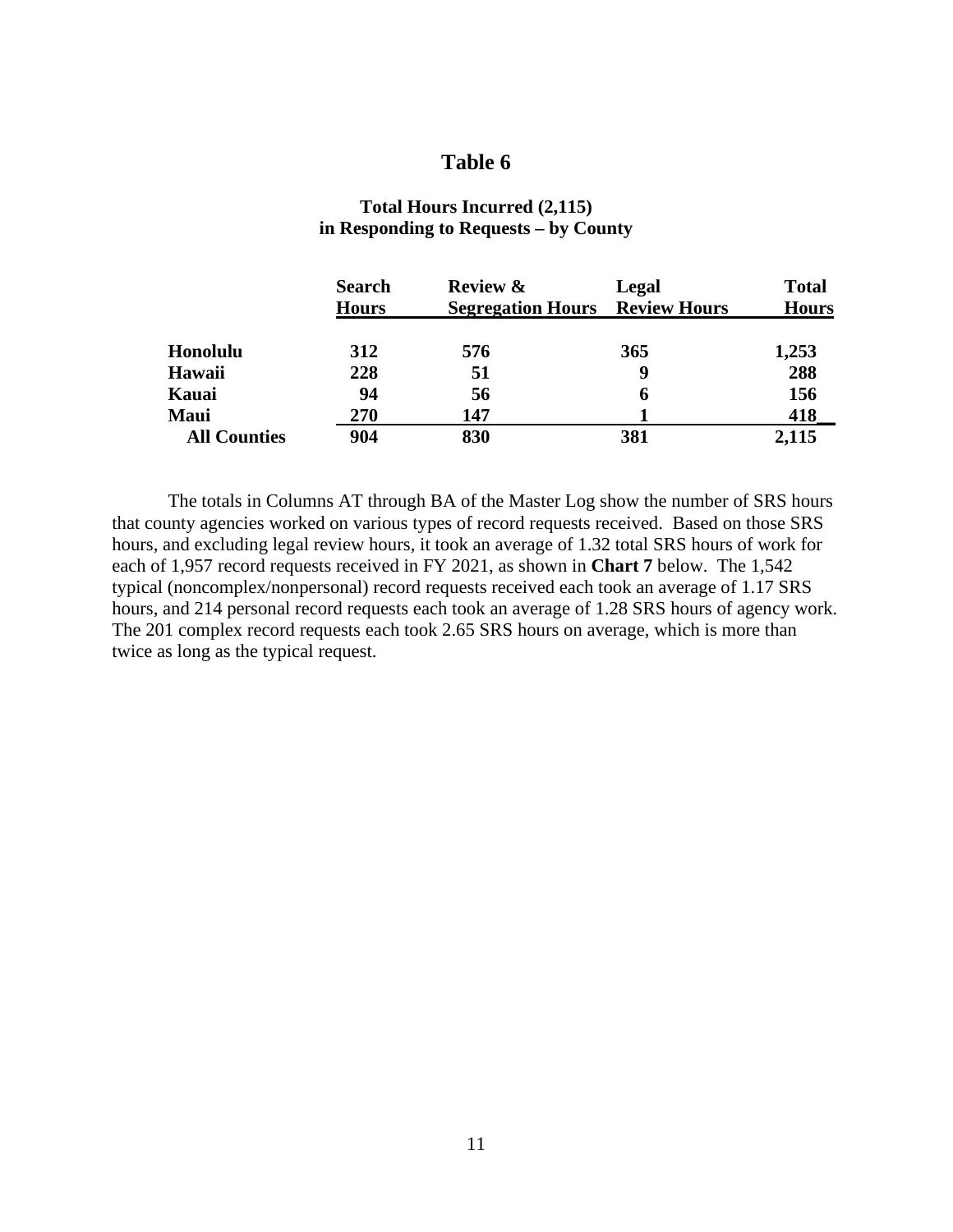# Table 6

### Total Hours Incurred (2,115) in Responding to Requests – by County

| | Search Hours | Review & Segregation Hours | Legal Review Hours | Total Hours |
|---|---|---|---|---|
| **Honolulu** | **312** | **576** | **365** | **1,253** |
| **Hawaii** | **228** | **51** | **9** | **288** |
| **Kauai** | **94** | **56** | **6** | **156** |
| **Maui** | **270** | **147** | **1** | **418** |
| **All Counties** | **904** | **830** | **381** | **2,115** |

The totals in Columns AT through BA of the Master Log show the number of SRS hours that county agencies worked on various types of record requests received. Based on those SRS hours, and excluding legal review hours, it took an average of 1.32 total SRS hours of work for each of 1,957 record requests received in FY 2021, as shown in **Chart 7** below. The 1,542 typical (noncomplex/nonpersonal) record requests received each took an average of 1.17 SRS hours, and 214 personal record requests each took an average of 1.28 SRS hours of agency work. The 201 complex record requests each took 2.65 SRS hours on average, which is more than twice as long as the typical request.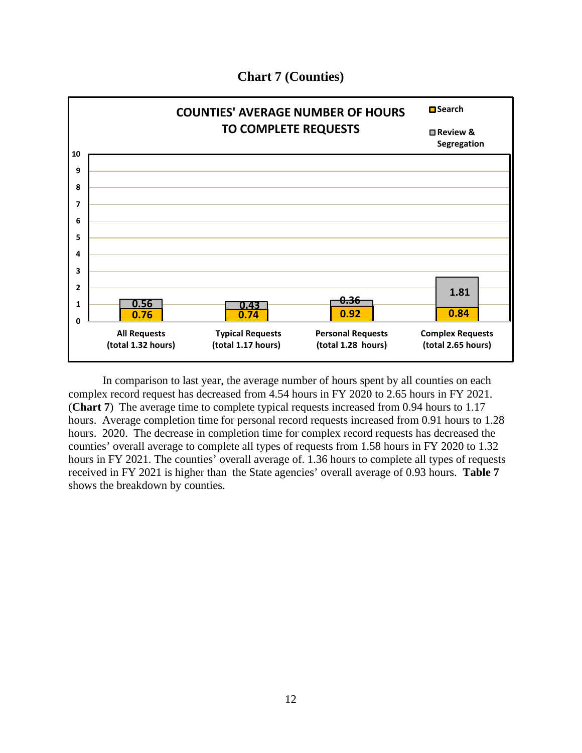**Chart 7 (Counties)**

**COUNTIES' AVERAGE NUMBER OF HOURS TO COMPLETE REQUESTS**

| | All Requests (total 1.32 hours) | Typical Requests (total 1.17 hours) | Personal Requests (total 1.28 hours) | Complex Requests (total 2.65 hours) |
|---|---|---|---|---|
| Search | 0.76 | 0.74 | 0.92 | 0.84 |
| Review & Segregation | 0.56 | 0.43 | 0.36 | 1.81 |

In comparison to last year, the average number of hours spent by all counties on each complex record request has decreased from 4.54 hours in FY 2020 to 2.65 hours in FY 2021. (**Chart 7**) The average time to complete typical requests increased from 0.94 hours to 1.17 hours. Average completion time for personal record requests increased from 0.91 hours to 1.28 hours. 2020. The decrease in completion time for complex record requests has decreased the counties' overall average to complete all types of requests from 1.58 hours in FY 2020 to 1.32 hours in FY 2021. The counties' overall average of. 1.36 hours to complete all types of requests received in FY 2021 is higher than the State agencies' overall average of 0.93 hours. **Table 7** shows the breakdown by counties.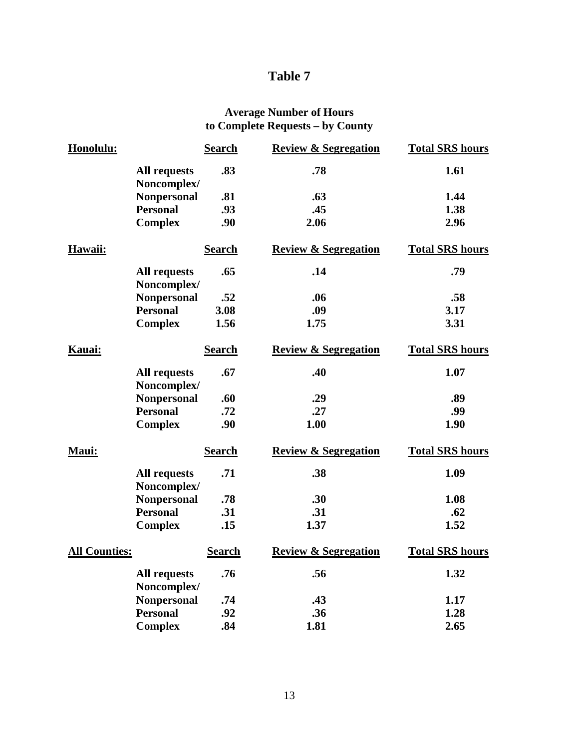# Table 7

## Average Number of Hours to Complete Requests – by County

| **Honolulu:** | | **Search** | **Review & Segregation** | **Total SRS hours** |
|---|---|---|---|---|
| | **All requests** | **.83** | **.78** | **1.61** |
| | **Noncomplex/ Nonpersonal** | **.81** | **.63** | **1.44** |
| | **Personal** | **.93** | **.45** | **1.38** |
| | **Complex** | **.90** | **2.06** | **2.96** |
| **Hawaii:** | | **Search** | **Review & Segregation** | **Total SRS hours** |
| | **All requests** | **.65** | **.14** | **.79** |
| | **Noncomplex/ Nonpersonal** | **.52** | **.06** | **.58** |
| | **Personal** | **3.08** | **.09** | **3.17** |
| | **Complex** | **1.56** | **1.75** | **3.31** |
| **Kauai:** | | **Search** | **Review & Segregation** | **Total SRS hours** |
| | **All requests** | **.67** | **.40** | **1.07** |
| | **Noncomplex/ Nonpersonal** | **.60** | **.29** | **.89** |
| | **Personal** | **.72** | **.27** | **.99** |
| | **Complex** | **.90** | **1.00** | **1.90** |
| **Maui:** | | **Search** | **Review & Segregation** | **Total SRS hours** |
| | **All requests** | **.71** | **.38** | **1.09** |
| | **Noncomplex/ Nonpersonal** | **.78** | **.30** | **1.08** |
| | **Personal** | **.31** | **.31** | **.62** |
| | **Complex** | **.15** | **1.37** | **1.52** |
| **All Counties:** | | **Search** | **Review & Segregation** | **Total SRS hours** |
| | **All requests** | **.76** | **.56** | **1.32** |
| | **Noncomplex/ Nonpersonal** | **.74** | **.43** | **1.17** |
| | **Personal** | **.92** | **.36** | **1.28** |
| | **Complex** | **.84** | **1.81** | **2.65** |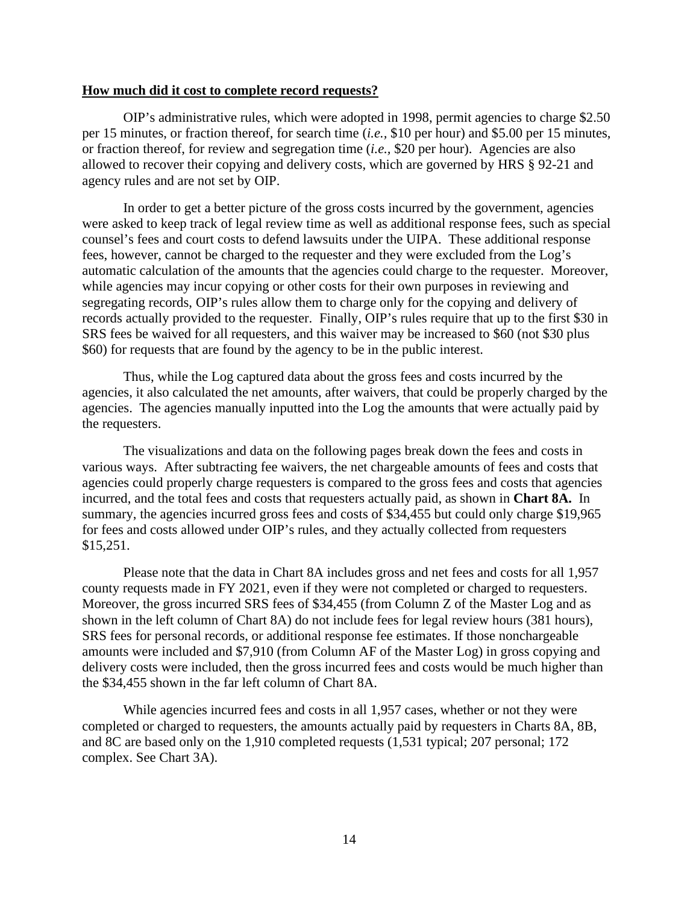**How much did it cost to complete record requests?**

OIP's administrative rules, which were adopted in 1998, permit agencies to charge $2.50 per 15 minutes, or fraction thereof, for search time (*i.e.,* $10 per hour) and $5.00 per 15 minutes, or fraction thereof, for review and segregation time (*i.e.,* $20 per hour). Agencies are also allowed to recover their copying and delivery costs, which are governed by HRS § 92-21 and agency rules and are not set by OIP.

In order to get a better picture of the gross costs incurred by the government, agencies were asked to keep track of legal review time as well as additional response fees, such as special counsel's fees and court costs to defend lawsuits under the UIPA. These additional response fees, however, cannot be charged to the requester and they were excluded from the Log's automatic calculation of the amounts that the agencies could charge to the requester. Moreover, while agencies may incur copying or other costs for their own purposes in reviewing and segregating records, OIP's rules allow them to charge only for the copying and delivery of records actually provided to the requester. Finally, OIP's rules require that up to the first $30 in SRS fees be waived for all requesters, and this waiver may be increased to $60 (not $30 plus $60) for requests that are found by the agency to be in the public interest.

Thus, while the Log captured data about the gross fees and costs incurred by the agencies, it also calculated the net amounts, after waivers, that could be properly charged by the agencies. The agencies manually inputted into the Log the amounts that were actually paid by the requesters.

The visualizations and data on the following pages break down the fees and costs in various ways. After subtracting fee waivers, the net chargeable amounts of fees and costs that agencies could properly charge requesters is compared to the gross fees and costs that agencies incurred, and the total fees and costs that requesters actually paid, as shown in **Chart 8A.** In summary, the agencies incurred gross fees and costs of $34,455 but could only charge $19,965 for fees and costs allowed under OIP's rules, and they actually collected from requesters $15,251.

Please note that the data in Chart 8A includes gross and net fees and costs for all 1,957 county requests made in FY 2021, even if they were not completed or charged to requesters. Moreover, the gross incurred SRS fees of $34,455 (from Column Z of the Master Log and as shown in the left column of Chart 8A) do not include fees for legal review hours (381 hours), SRS fees for personal records, or additional response fee estimates. If those nonchargeable amounts were included and $7,910 (from Column AF of the Master Log) in gross copying and delivery costs were included, then the gross incurred fees and costs would be much higher than the $34,455 shown in the far left column of Chart 8A.

While agencies incurred fees and costs in all 1,957 cases, whether or not they were completed or charged to requesters, the amounts actually paid by requesters in Charts 8A, 8B, and 8C are based only on the 1,910 completed requests (1,531 typical; 207 personal; 172 complex. See Chart 3A).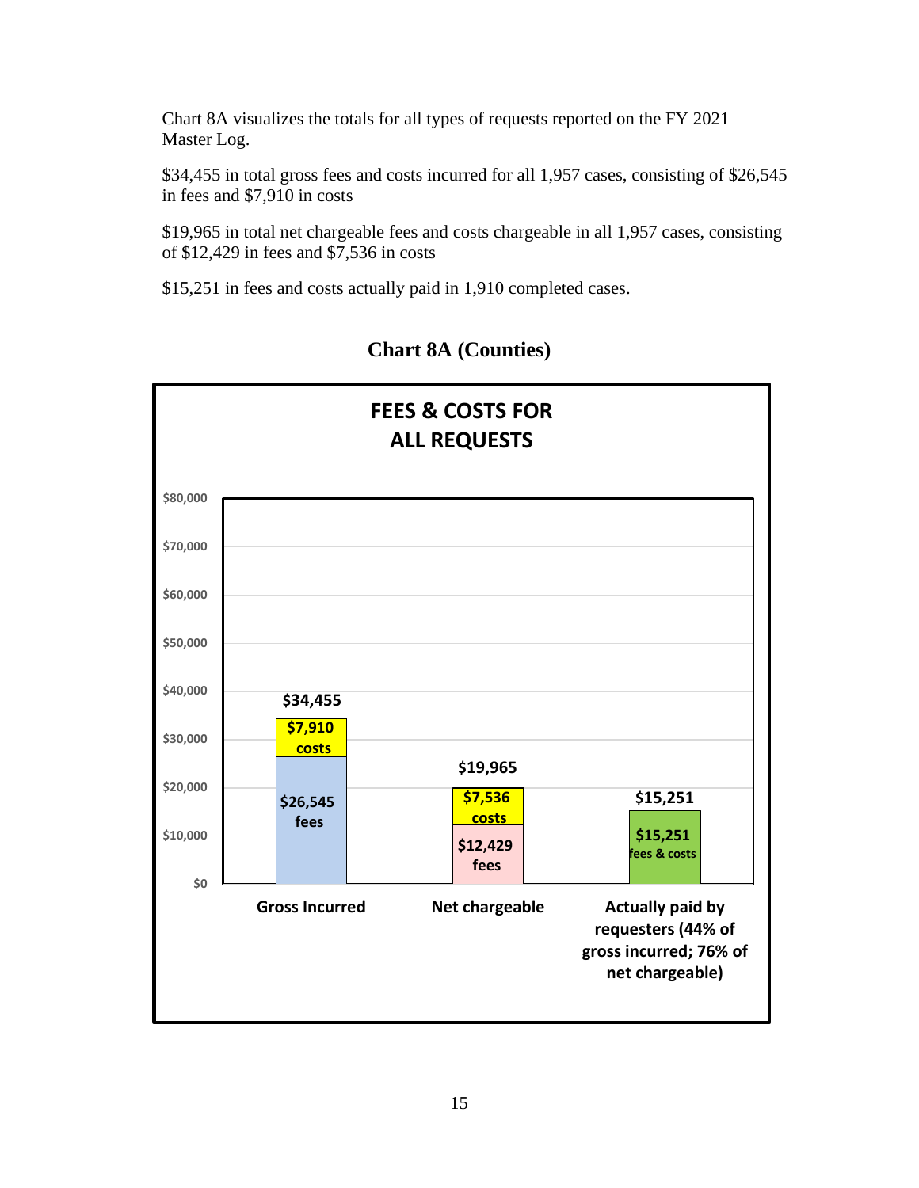Chart 8A visualizes the totals for all types of requests reported on the FY 2021 Master Log.

$34,455 in total gross fees and costs incurred for all 1,957 cases, consisting of $26,545 in fees and $7,910 in costs

$19,965 in total net chargeable fees and costs chargeable in all 1,957 cases, consisting of $12,429 in fees and $7,536 in costs

$15,251 in fees and costs actually paid in 1,910 completed cases.

**Chart 8A (Counties)**

**FEES & COSTS FOR ALL REQUESTS**

| | Gross Incurred | Net chargeable | Actually paid by requesters (44% of gross incurred; 76% of net chargeable) |
|---|---|---|---|
| Fees | $26,545 | $12,429 | |
| Costs | $7,910 | $7,536 | |
| Fees & costs | | | $15,251 |
| Total | $34,455 | $19,965 | $15,251 |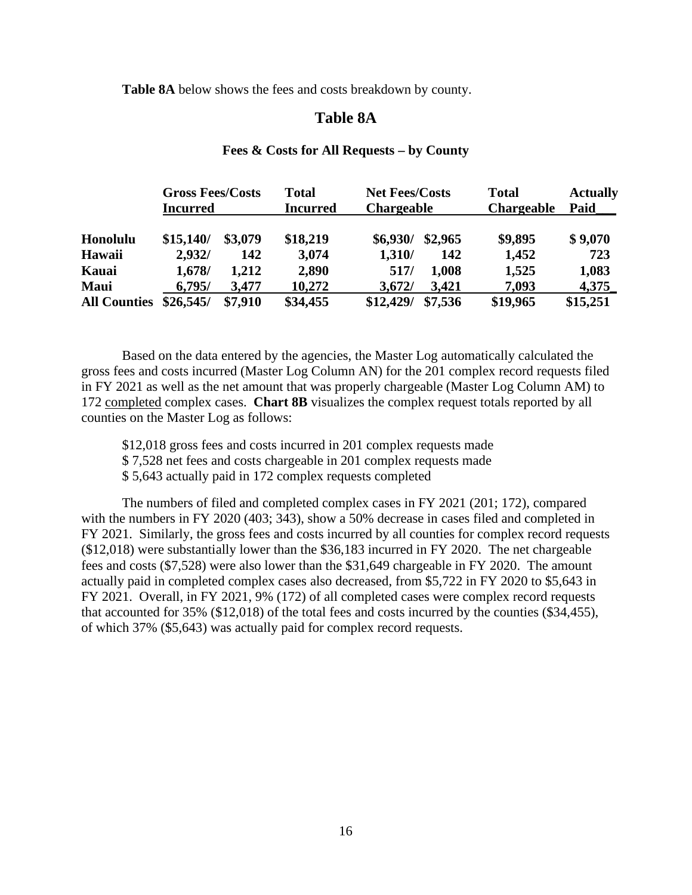**Table 8A** below shows the fees and costs breakdown by county.

## Table 8A

### Fees & Costs for All Requests – by County

| | Gross Fees/Costs Incurred | | Total Incurred | Net Fees/Costs Chargeable | | Total Chargeable | Actually Paid |
|---|---|---|---|---|---|---|---|
| **Honolulu** | **$15,140/** | **$3,079** | **$18,219** | **$6,930/** | **$2,965** | **$9,895** | **$ 9,070** |
| **Hawaii** | **2,932/** | **142** | **3,074** | **1,310/** | **142** | **1,452** | **723** |
| **Kauai** | **1,678/** | **1,212** | **2,890** | **517/** | **1,008** | **1,525** | **1,083** |
| **Maui** | **6,795/** | **3,477** | **10,272** | **3,672/** | **3,421** | **7,093** | **4,375** |
| **All Counties** | **$26,545/** | **$7,910** | **$34,455** | **$12,429/** | **$7,536** | **$19,965** | **$15,251** |

Based on the data entered by the agencies, the Master Log automatically calculated the gross fees and costs incurred (Master Log Column AN) for the 201 complex record requests filed in FY 2021 as well as the net amount that was properly chargeable (Master Log Column AM) to 172 completed complex cases. **Chart 8B** visualizes the complex request totals reported by all counties on the Master Log as follows:

$12,018 gross fees and costs incurred in 201 complex requests made
$ 7,528 net fees and costs chargeable in 201 complex requests made
$ 5,643 actually paid in 172 complex requests completed

The numbers of filed and completed complex cases in FY 2021 (201; 172), compared with the numbers in FY 2020 (403; 343), show a 50% decrease in cases filed and completed in FY 2021. Similarly, the gross fees and costs incurred by all counties for complex record requests ($12,018) were substantially lower than the $36,183 incurred in FY 2020. The net chargeable fees and costs ($7,528) were also lower than the $31,649 chargeable in FY 2020. The amount actually paid in completed complex cases also decreased, from $5,722 in FY 2020 to $5,643 in FY 2021. Overall, in FY 2021, 9% (172) of all completed cases were complex record requests that accounted for 35% ($12,018) of the total fees and costs incurred by the counties ($34,455), of which 37% ($5,643) was actually paid for complex record requests.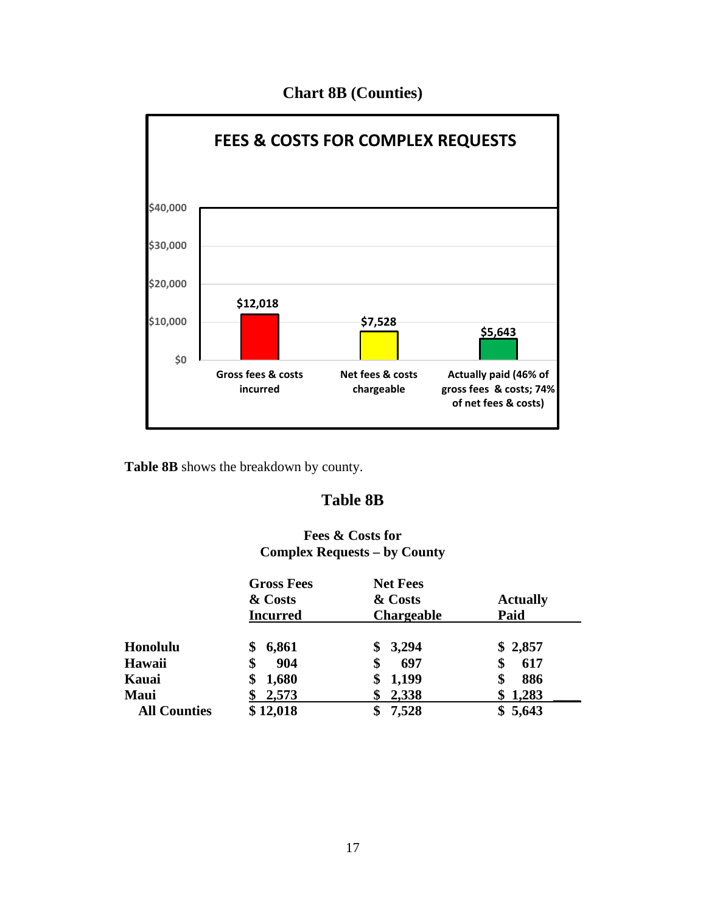## Chart 8B (Counties)

**FEES & COSTS FOR COMPLEX REQUESTS**

| | Gross fees & costs incurred | Net fees & costs chargeable | Actually paid (46% of gross fees & costs; 74% of net fees & costs) |
|---|---|---|---|
| Amount | $12,018 | $7,528 | $5,643 |

**Table 8B** shows the breakdown by county.

## Table 8B

### Fees & Costs for Complex Requests – by County

| | Gross Fees & Costs Incurred | Net Fees & Costs Chargeable | Actually Paid |
|---|---|---|---|
| **Honolulu** | **$ 6,861** | **$ 3,294** | **$ 2,857** |
| **Hawaii** | **$ 904** | **$ 697** | **$ 617** |
| **Kauai** | **$ 1,680** | **$ 1,199** | **$ 886** |
| **Maui** | **$ 2,573** | **$ 2,338** | **$ 1,283** |
| **All Counties** | **$ 12,018** | **$ 7,528** | **$ 5,643** |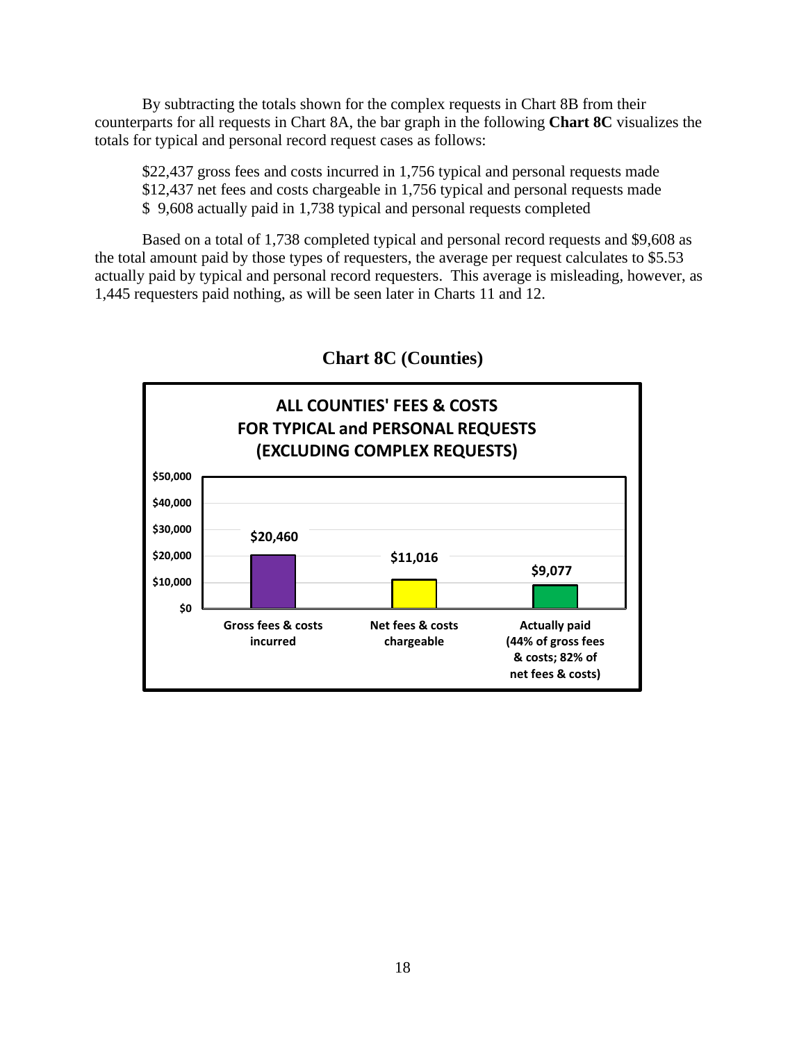By subtracting the totals shown for the complex requests in Chart 8B from their counterparts for all requests in Chart 8A, the bar graph in the following **Chart 8C** visualizes the totals for typical and personal record request cases as follows:

$22,437 gross fees and costs incurred in 1,756 typical and personal requests made
$12,437 net fees and costs chargeable in 1,756 typical and personal requests made
$ 9,608 actually paid in 1,738 typical and personal requests completed

Based on a total of 1,738 completed typical and personal record requests and $9,608 as the total amount paid by those types of requesters, the average per request calculates to $5.53 actually paid by typical and personal record requesters. This average is misleading, however, as 1,445 requesters paid nothing, as will be seen later in Charts 11 and 12.

## Chart 8C (Counties)

**ALL COUNTIES' FEES & COSTS FOR TYPICAL and PERSONAL REQUESTS (EXCLUDING COMPLEX REQUESTS)**

| Category | Amount |
|---|---|
| Gross fees & costs incurred | $20,460 |
| Net fees & costs chargeable | $11,016 |
| Actually paid (44% of gross fees & costs; 82% of net fees & costs) | $9,077 |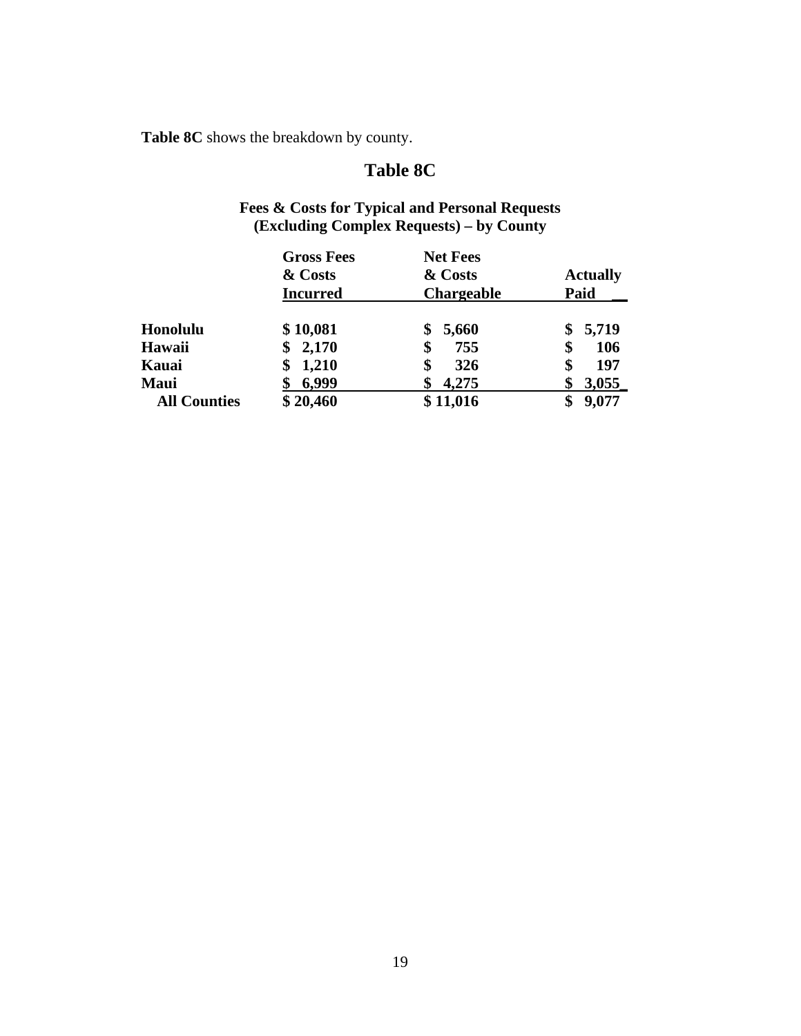**Table 8C** shows the breakdown by county.

## Table 8C

**Fees & Costs for Typical and Personal Requests (Excluding Complex Requests) – by County**

| | Gross Fees & Costs Incurred | Net Fees & Costs Chargeable | Actually Paid |
|---|---|---|---|
| **Honolulu** | **$ 10,081** | **$ 5,660** | **$ 5,719** |
| **Hawaii** | **$ 2,170** | **$ 755** | **$ 106** |
| **Kauai** | **$ 1,210** | **$ 326** | **$ 197** |
| **Maui** | **$ 6,999** | **$ 4,275** | **$ 3,055** |
| **All Counties** | **$ 20,460** | **$ 11,016** | **$ 9,077** |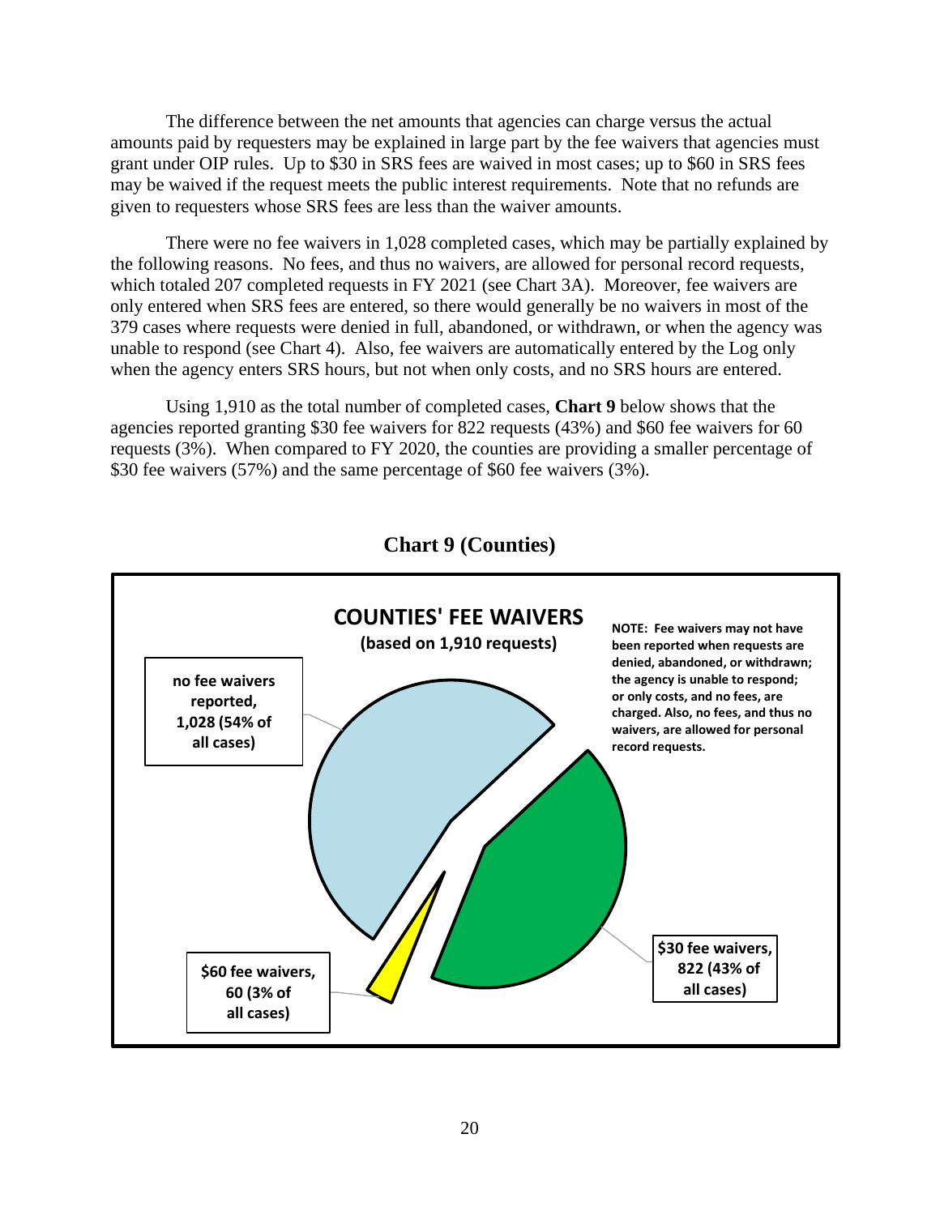The difference between the net amounts that agencies can charge versus the actual amounts paid by requesters may be explained in large part by the fee waivers that agencies must grant under OIP rules. Up to $30 in SRS fees are waived in most cases; up to $60 in SRS fees may be waived if the request meets the public interest requirements. Note that no refunds are given to requesters whose SRS fees are less than the waiver amounts.

There were no fee waivers in 1,028 completed cases, which may be partially explained by the following reasons. No fees, and thus no waivers, are allowed for personal record requests, which totaled 207 completed requests in FY 2021 (see Chart 3A). Moreover, fee waivers are only entered when SRS fees are entered, so there would generally be no waivers in most of the 379 cases where requests were denied in full, abandoned, or withdrawn, or when the agency was unable to respond (see Chart 4). Also, fee waivers are automatically entered by the Log only when the agency enters SRS hours, but not when only costs, and no SRS hours are entered.

Using 1,910 as the total number of completed cases, **Chart 9** below shows that the agencies reported granting $30 fee waivers for 822 requests (43%) and $60 fee waivers for 60 requests (3%). When compared to FY 2020, the counties are providing a smaller percentage of $30 fee waivers (57%) and the same percentage of $60 fee waivers (3%).

**Chart 9 (Counties)**

**COUNTIES' FEE WAIVERS**
**(based on 1,910 requests)**

**NOTE: Fee waivers may not have been reported when requests are denied, abandoned, or withdrawn; the agency is unable to respond; or only costs, and no fees, are charged. Also, no fees, and thus no waivers, are allowed for personal record requests.**

- **no fee waivers reported, 1,028 (54% of all cases)**
- **$30 fee waivers, 822 (43% of all cases)**
- **$60 fee waivers, 60 (3% of all cases)**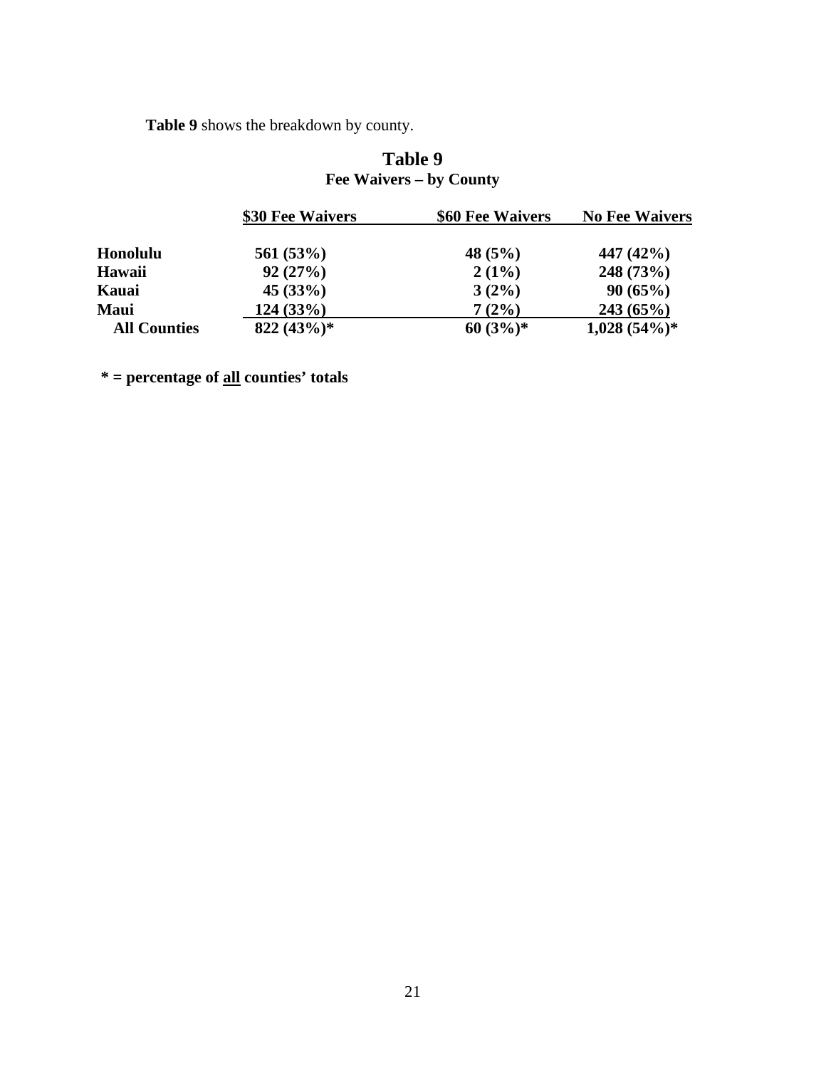**Table 9** shows the breakdown by county.

## Table 9
### Fee Waivers – by County

| | $30 Fee Waivers | $60 Fee Waivers | No Fee Waivers |
|---|---|---|---|
| **Honolulu** | **561 (53%)** | **48 (5%)** | **447 (42%)** |
| **Hawaii** | **92 (27%)** | **2 (1%)** | **248 (73%)** |
| **Kauai** | **45 (33%)** | **3 (2%)** | **90 (65%)** |
| **Maui** | **124 (33%)** | **7 (2%)** | **243 (65%)** |
| **All Counties** | **822 (43%)*** | **60 (3%)*** | **1,028 (54%)*** |

**\* = percentage of all counties' totals**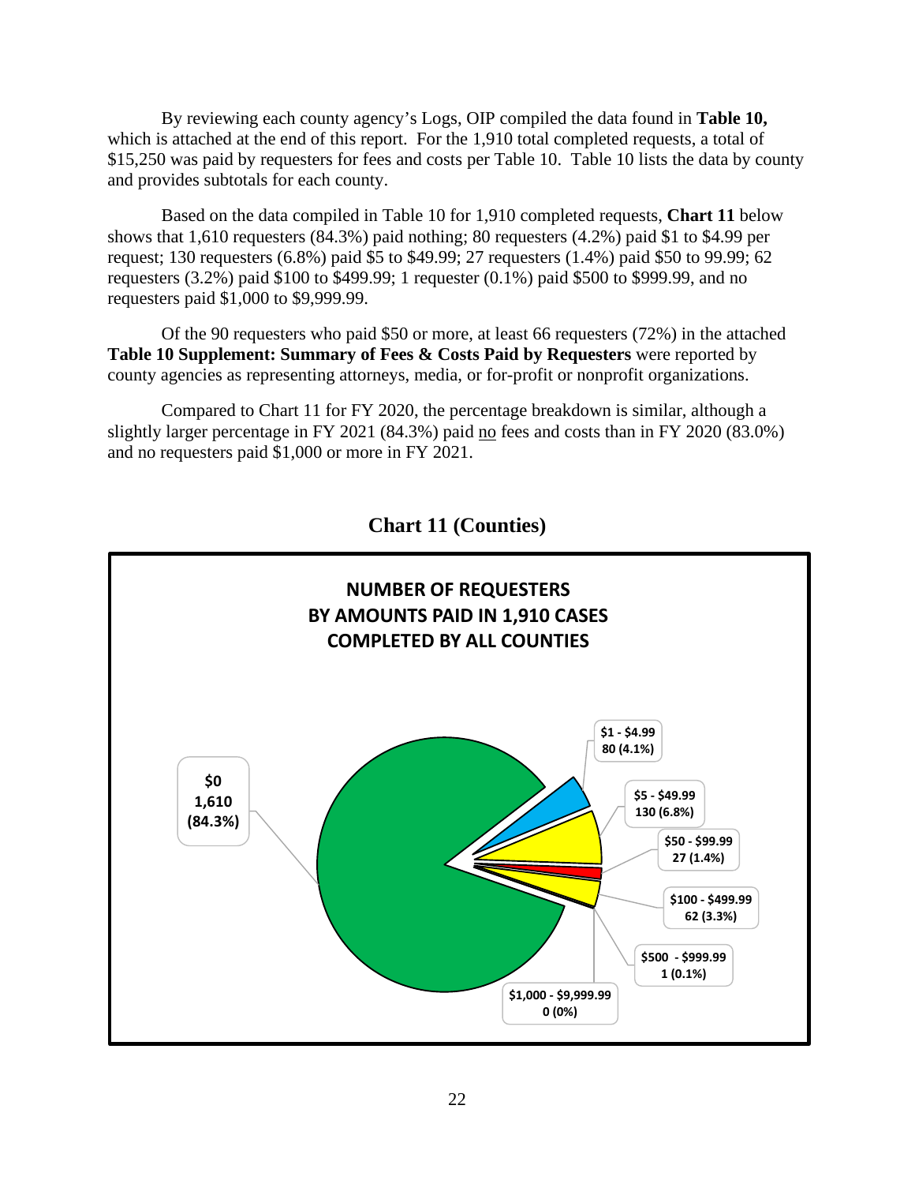By reviewing each county agency's Logs, OIP compiled the data found in **Table 10,** which is attached at the end of this report. For the 1,910 total completed requests, a total of $15,250 was paid by requesters for fees and costs per Table 10. Table 10 lists the data by county and provides subtotals for each county.

Based on the data compiled in Table 10 for 1,910 completed requests, **Chart 11** below shows that 1,610 requesters (84.3%) paid nothing; 80 requesters (4.2%) paid $1 to $4.99 per request; 130 requesters (6.8%) paid $5 to $49.99; 27 requesters (1.4%) paid $50 to 99.99; 62 requesters (3.2%) paid $100 to $499.99; 1 requester (0.1%) paid $500 to $999.99, and no requesters paid $1,000 to $9,999.99.

Of the 90 requesters who paid $50 or more, at least 66 requesters (72%) in the attached **Table 10 Supplement: Summary of Fees & Costs Paid by Requesters** were reported by county agencies as representing attorneys, media, or for-profit or nonprofit organizations.

Compared to Chart 11 for FY 2020, the percentage breakdown is similar, although a slightly larger percentage in FY 2021 (84.3%) paid no fees and costs than in FY 2020 (83.0%) and no requesters paid $1,000 or more in FY 2021.

## Chart 11 (Counties)

**NUMBER OF REQUESTERS BY AMOUNTS PAID IN 1,910 CASES COMPLETED BY ALL COUNTIES**

| Amount Paid | Number of Requesters |
|---|---|
| $0 | 1,610 (84.3%) |
| $1 - $4.99 | 80 (4.1%) |
| $5 - $49.99 | 130 (6.8%) |
| $50 - $99.99 | 27 (1.4%) |
| $100 - $499.99 | 62 (3.3%) |
| $500 - $999.99 | 1 (0.1%) |
| $1,000 - $9,999.99 | 0 (0%) |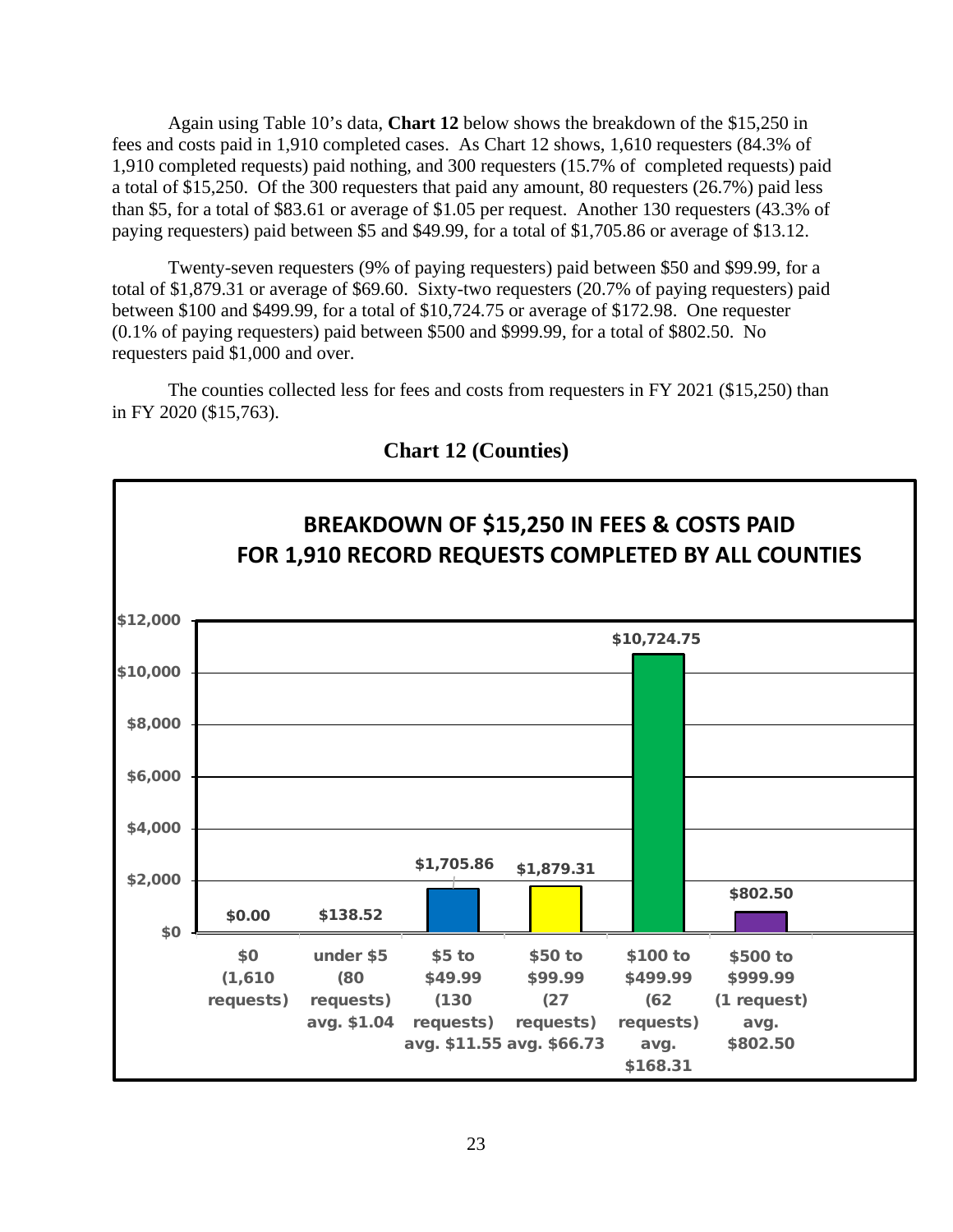Again using Table 10's data, **Chart 12** below shows the breakdown of the $15,250 in fees and costs paid in 1,910 completed cases. As Chart 12 shows, 1,610 requesters (84.3% of 1,910 completed requests) paid nothing, and 300 requesters (15.7% of completed requests) paid a total of $15,250. Of the 300 requesters that paid any amount, 80 requesters (26.7%) paid less than $5, for a total of $83.61 or average of $1.05 per request. Another 130 requesters (43.3% of paying requesters) paid between $5 and $49.99, for a total of $1,705.86 or average of $13.12.

Twenty-seven requesters (9% of paying requesters) paid between $50 and $99.99, for a total of $1,879.31 or average of $69.60. Sixty-two requesters (20.7% of paying requesters) paid between $100 and $499.99, for a total of $10,724.75 or average of $172.98. One requester (0.1% of paying requesters) paid between $500 and $999.99, for a total of $802.50. No requesters paid $1,000 and over.

The counties collected less for fees and costs from requesters in FY 2021 ($15,250) than in FY 2020 ($15,763).

## Chart 12 (Counties)

**BREAKDOWN OF $15,250 IN FEES & COSTS PAID FOR 1,910 RECORD REQUESTS COMPLETED BY ALL COUNTIES**

| Category | Amount |
|---|---|
| $0 (1,610 requests) | $0.00 |
| under $5 (80 requests) avg. $1.04 | $138.52 |
| $5 to $49.99 (130 requests) avg. $11.55 | $1,705.86 |
| $50 to $99.99 (27 requests) avg. $66.73 | $1,879.31 |
| $100 to $499.99 (62 requests) avg. $168.31 | $10,724.75 |
| $500 to $999.99 (1 request) avg. $802.50 | $802.50 |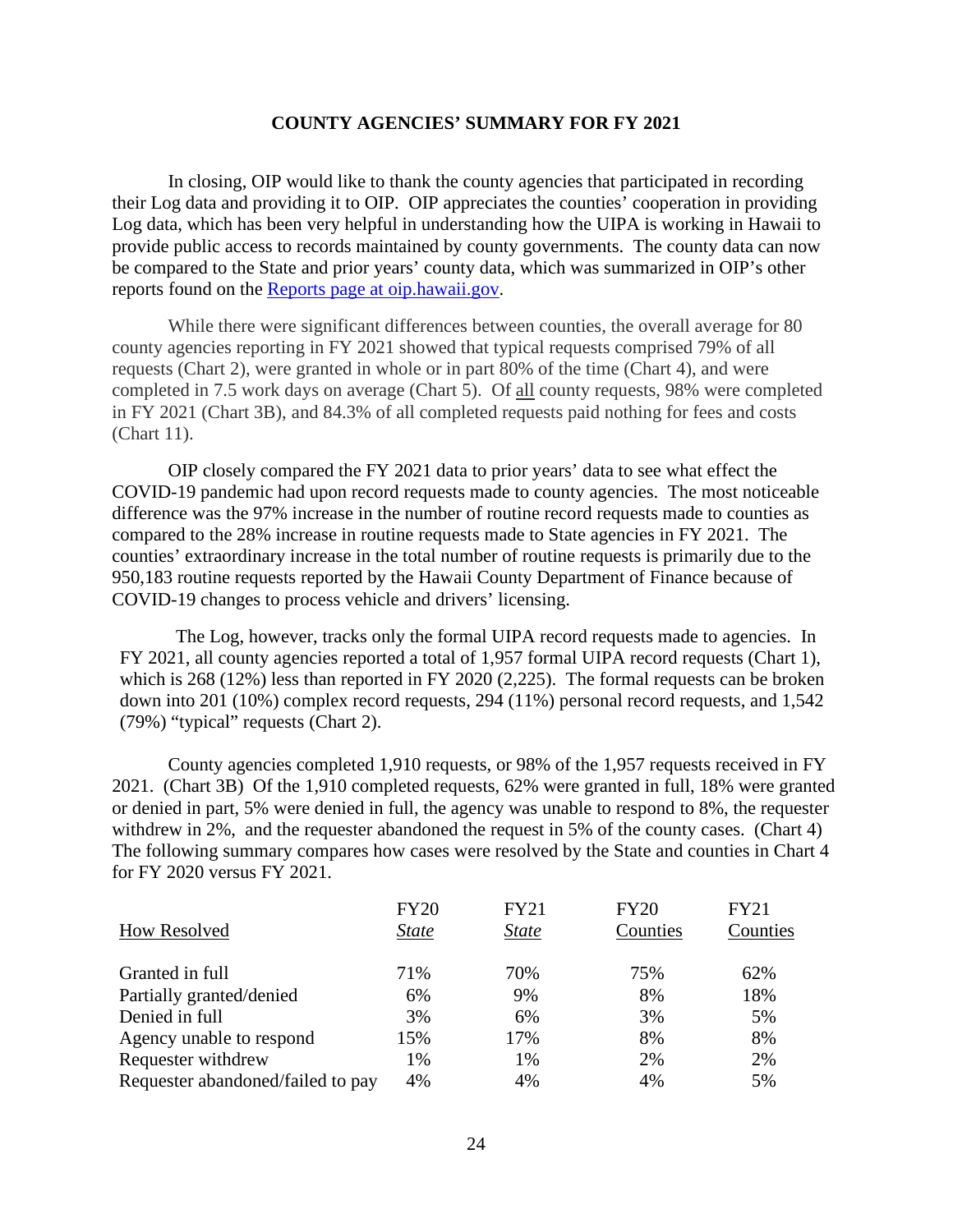## COUNTY AGENCIES' SUMMARY FOR FY 2021

In closing, OIP would like to thank the county agencies that participated in recording their Log data and providing it to OIP. OIP appreciates the counties' cooperation in providing Log data, which has been very helpful in understanding how the UIPA is working in Hawaii to provide public access to records maintained by county governments. The county data can now be compared to the State and prior years' county data, which was summarized in OIP's other reports found on the [Reports page at oip.hawaii.gov](oip.hawaii.gov).

While there were significant differences between counties, the overall average for 80 county agencies reporting in FY 2021 showed that typical requests comprised 79% of all requests (Chart 2), were granted in whole or in part 80% of the time (Chart 4), and were completed in 7.5 work days on average (Chart 5). Of all county requests, 98% were completed in FY 2021 (Chart 3B), and 84.3% of all completed requests paid nothing for fees and costs (Chart 11).

OIP closely compared the FY 2021 data to prior years' data to see what effect the COVID-19 pandemic had upon record requests made to county agencies. The most noticeable difference was the 97% increase in the number of routine record requests made to counties as compared to the 28% increase in routine requests made to State agencies in FY 2021. The counties' extraordinary increase in the total number of routine requests is primarily due to the 950,183 routine requests reported by the Hawaii County Department of Finance because of COVID-19 changes to process vehicle and drivers' licensing.

The Log, however, tracks only the formal UIPA record requests made to agencies. In FY 2021, all county agencies reported a total of 1,957 formal UIPA record requests (Chart 1), which is 268 (12%) less than reported in FY 2020 (2,225). The formal requests can be broken down into 201 (10%) complex record requests, 294 (11%) personal record requests, and 1,542 (79%) "typical" requests (Chart 2).

County agencies completed 1,910 requests, or 98% of the 1,957 requests received in FY 2021. (Chart 3B) Of the 1,910 completed requests, 62% were granted in full, 18% were granted or denied in part, 5% were denied in full, the agency was unable to respond to 8%, the requester withdrew in 2%, and the requester abandoned the request in 5% of the county cases. (Chart 4) The following summary compares how cases were resolved by the State and counties in Chart 4 for FY 2020 versus FY 2021.

| How Resolved | FY20 *State* | FY21 *State* | FY20 Counties | FY21 Counties |
|---|---|---|---|---|
| Granted in full | 71% | 70% | 75% | 62% |
| Partially granted/denied | 6% | 9% | 8% | 18% |
| Denied in full | 3% | 6% | 3% | 5% |
| Agency unable to respond | 15% | 17% | 8% | 8% |
| Requester withdrew | 1% | 1% | 2% | 2% |
| Requester abandoned/failed to pay | 4% | 4% | 4% | 5% |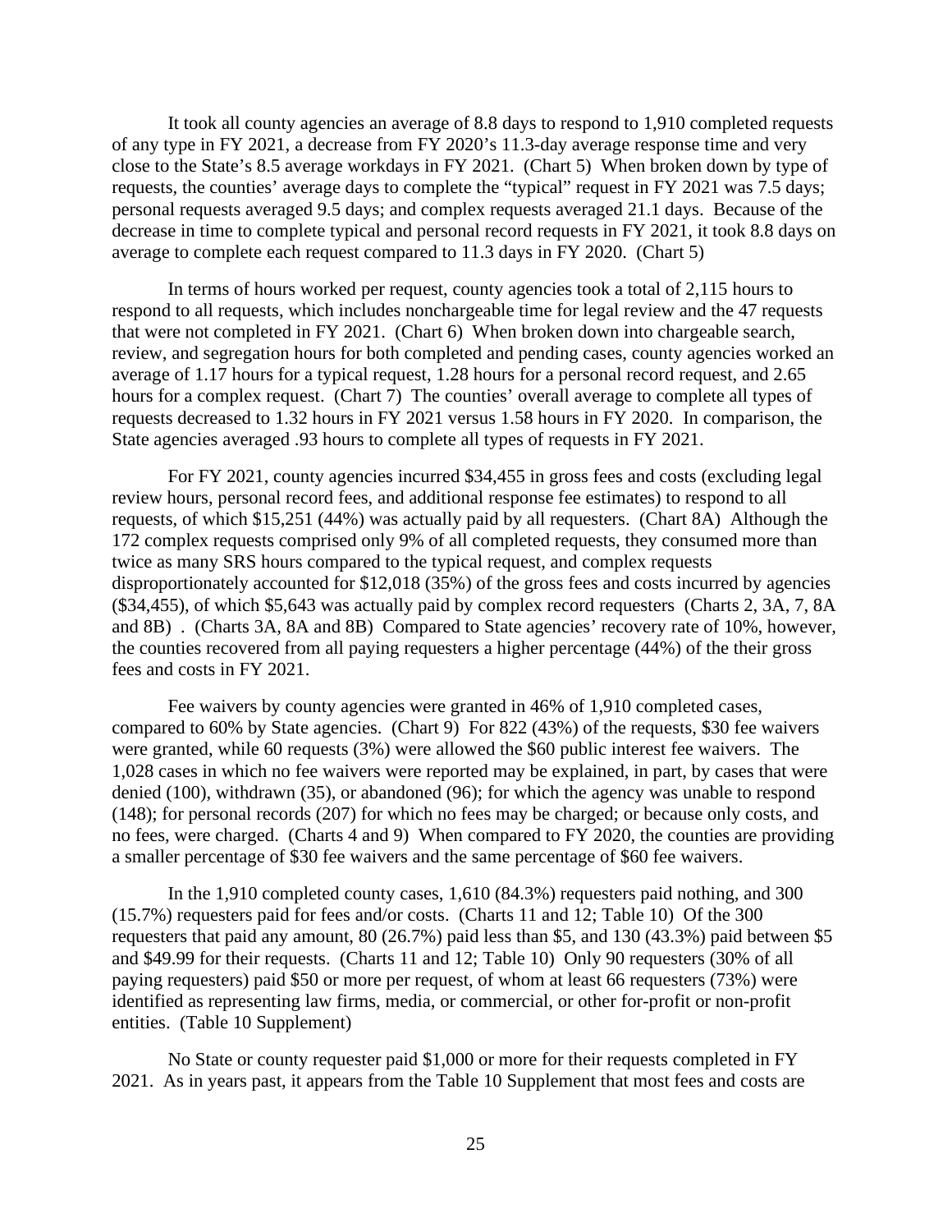It took all county agencies an average of 8.8 days to respond to 1,910 completed requests of any type in FY 2021, a decrease from FY 2020's 11.3-day average response time and very close to the State's 8.5 average workdays in FY 2021. (Chart 5) When broken down by type of requests, the counties' average days to complete the "typical" request in FY 2021 was 7.5 days; personal requests averaged 9.5 days; and complex requests averaged 21.1 days. Because of the decrease in time to complete typical and personal record requests in FY 2021, it took 8.8 days on average to complete each request compared to 11.3 days in FY 2020. (Chart 5)

In terms of hours worked per request, county agencies took a total of 2,115 hours to respond to all requests, which includes nonchargeable time for legal review and the 47 requests that were not completed in FY 2021. (Chart 6) When broken down into chargeable search, review, and segregation hours for both completed and pending cases, county agencies worked an average of 1.17 hours for a typical request, 1.28 hours for a personal record request, and 2.65 hours for a complex request. (Chart 7) The counties' overall average to complete all types of requests decreased to 1.32 hours in FY 2021 versus 1.58 hours in FY 2020. In comparison, the State agencies averaged .93 hours to complete all types of requests in FY 2021.

For FY 2021, county agencies incurred $34,455 in gross fees and costs (excluding legal review hours, personal record fees, and additional response fee estimates) to respond to all requests, of which $15,251 (44%) was actually paid by all requesters. (Chart 8A) Although the 172 complex requests comprised only 9% of all completed requests, they consumed more than twice as many SRS hours compared to the typical request, and complex requests disproportionately accounted for $12,018 (35%) of the gross fees and costs incurred by agencies ($34,455), of which $5,643 was actually paid by complex record requesters (Charts 2, 3A, 7, 8A and 8B) . (Charts 3A, 8A and 8B) Compared to State agencies' recovery rate of 10%, however, the counties recovered from all paying requesters a higher percentage (44%) of the their gross fees and costs in FY 2021.

Fee waivers by county agencies were granted in 46% of 1,910 completed cases, compared to 60% by State agencies. (Chart 9) For 822 (43%) of the requests, $30 fee waivers were granted, while 60 requests (3%) were allowed the $60 public interest fee waivers. The 1,028 cases in which no fee waivers were reported may be explained, in part, by cases that were denied (100), withdrawn (35), or abandoned (96); for which the agency was unable to respond (148); for personal records (207) for which no fees may be charged; or because only costs, and no fees, were charged. (Charts 4 and 9) When compared to FY 2020, the counties are providing a smaller percentage of $30 fee waivers and the same percentage of $60 fee waivers.

In the 1,910 completed county cases, 1,610 (84.3%) requesters paid nothing, and 300 (15.7%) requesters paid for fees and/or costs. (Charts 11 and 12; Table 10) Of the 300 requesters that paid any amount, 80 (26.7%) paid less than $5, and 130 (43.3%) paid between $5 and $49.99 for their requests. (Charts 11 and 12; Table 10) Only 90 requesters (30% of all paying requesters) paid $50 or more per request, of whom at least 66 requesters (73%) were identified as representing law firms, media, or commercial, or other for-profit or non-profit entities. (Table 10 Supplement)

No State or county requester paid $1,000 or more for their requests completed in FY 2021. As in years past, it appears from the Table 10 Supplement that most fees and costs are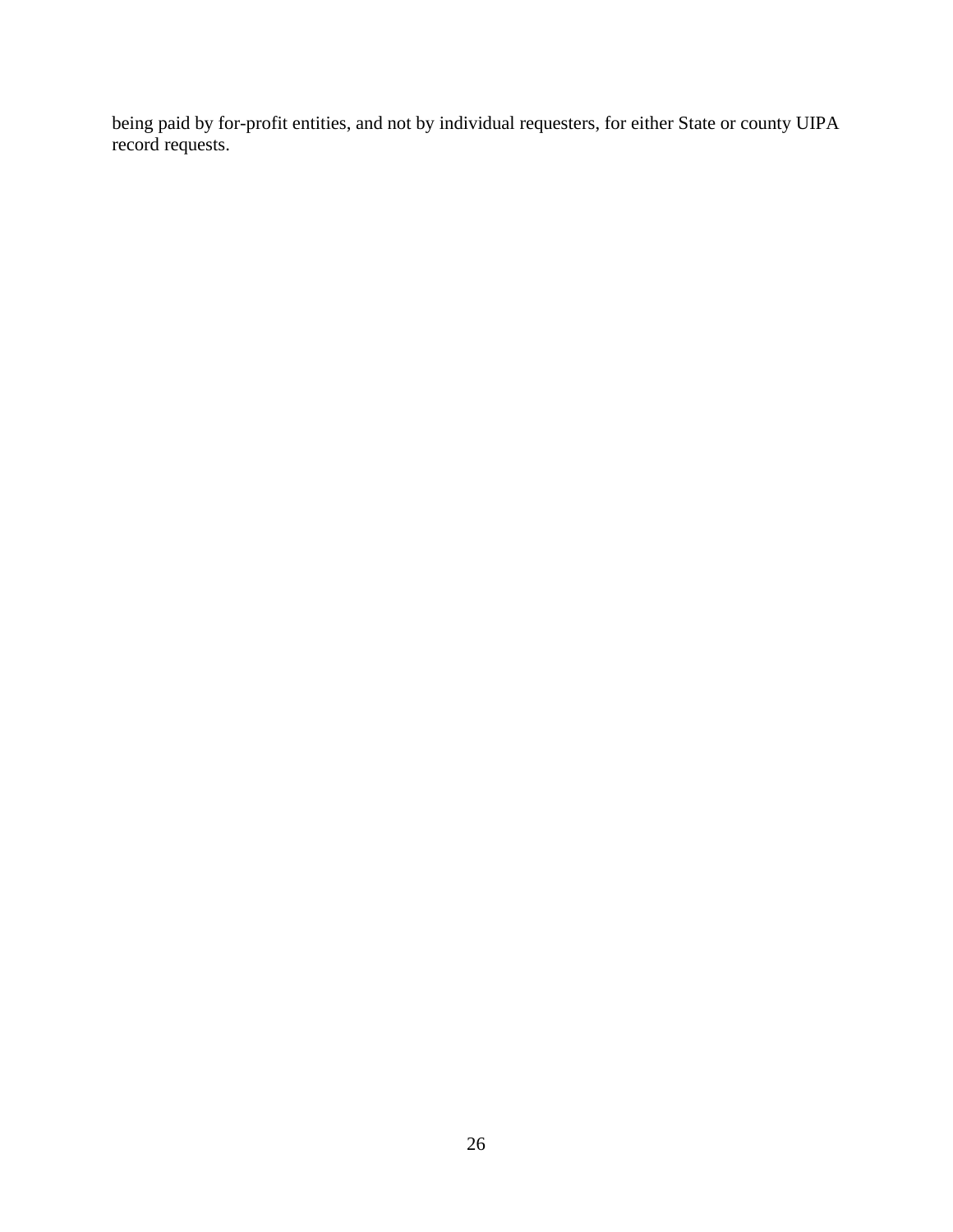being paid by for-profit entities, and not by individual requesters, for either State or county UIPA record requests.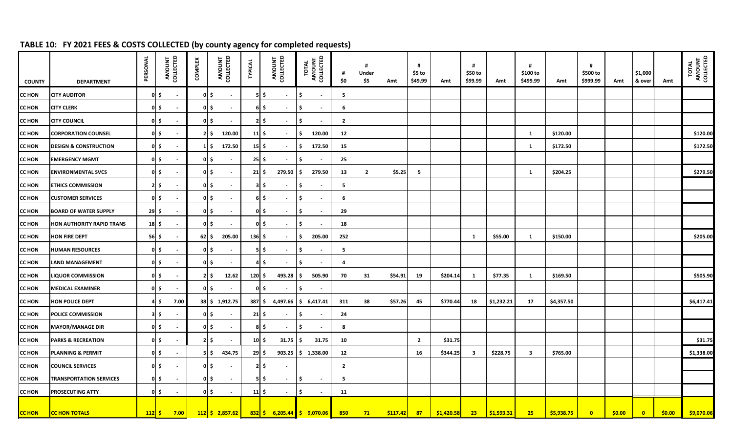## TABLE 10: FY 2021 FEES & COSTS COLLECTED (by county agency for completed requests)

| COUNTY | DEPARTMENT | PERSONAL | AMOUNT COLLECTED | COMPLEX | AMOUNT COLLECTED | TYPICAL | AMOUNT COLLECTED | TOTAL AMOUNT COLLECTED | # $0 | # Under $5 | Amt | # $5 to $49.99 | Amt | # $50 to $99.99 | Amt | # $100 to $499.99 | Amt | # $500 to $999.99 | Amt | $1,000 & over | Amt | TOTAL AMOUNT COLLECTED |
|---|---|---|---|---|---|---|---|---|---|---|---|---|---|---|---|---|---|---|---|---|---|---|
| CC HON | CITY AUDITOR | 0 | $ - | 0 | $ - | 5 | $ - | $ - | 5 | | | | | | | | | | | | | |
| CC HON | CITY CLERK | 0 | $ - | 0 | $ - | 6 | $ - | $ - | 6 | | | | | | | | | | | | | |
| CC HON | CITY COUNCIL | 0 | $ - | 0 | $ - | 2 | $ - | $ - | 2 | | | | | | | | | | | | | |
| CC HON | CORPORATION COUNSEL | 0 | $ - | 2 | $ 120.00 | 11 | $ - | $ 120.00 | 12 | | | | | | | 1 | $120.00 | | | | | $120.00 |
| CC HON | DESIGN & CONSTRUCTION | 0 | $ - | 1 | $ 172.50 | 15 | $ - | $ 172.50 | 15 | | | | | | | 1 | $172.50 | | | | | $172.50 |
| CC HON | EMERGENCY MGMT | 0 | $ - | 0 | $ - | 25 | $ - | $ - | 25 | | | | | | | | | | | | | |
| CC HON | ENVIRONMENTAL SVCS | 0 | $ - | 0 | $ - | 21 | $ 279.50 | $ 279.50 | 13 | 2 | $5.25 | 5 | | | | 1 | $204.25 | | | | | $279.50 |
| CC HON | ETHICS COMMISSION | 2 | $ - | 0 | $ - | 3 | $ - | $ - | 5 | | | | | | | | | | | | | |
| CC HON | CUSTOMER SERVICES | 0 | $ - | 0 | $ - | 6 | $ - | $ - | 6 | | | | | | | | | | | | | |
| CC HON | BOARD OF WATER SUPPLY | 29 | $ - | 0 | $ - | 0 | $ - | $ - | 29 | | | | | | | | | | | | | |
| CC HON | HON AUTHORITY RAPID TRANS | 18 | $ - | 0 | $ - | 0 | $ - | $ - | 18 | | | | | | | | | | | | | |
| CC HON | HON FIRE DEPT | 56 | $ - | 62 | $ 205.00 | 136 | $ - | $ 205.00 | 252 | | | | | 1 | $55.00 | 1 | $150.00 | | | | | $205.00 |
| CC HON | HUMAN RESOURCES | 0 | $ - | 0 | $ - | 5 | $ - | $ - | 5 | | | | | | | | | | | | | |
| CC HON | LAND MANAGEMENT | 0 | $ - | 0 | $ - | 4 | $ - | $ - | 4 | | | | | | | | | | | | | |
| CC HON | LIQUOR COMMISSION | 0 | $ - | 2 | $ 12.62 | 120 | $ 493.28 | $ 505.90 | 70 | 31 | $54.91 | 19 | $204.14 | 1 | $77.35 | 1 | $169.50 | | | | | $505.90 |
| CC HON | MEDICAL EXAMINER | 0 | $ - | 0 | $ - | 0 | $ - | $ - | | | | | | | | | | | | | | |
| CC HON | HON POLICE DEPT | 4 | $ 7.00 | 38 | $ 1,912.75 | 387 | $ 4,497.66 | $ 6,417.41 | 311 | 38 | $57.26 | 45 | $770.44 | 18 | $1,232.21 | 17 | $4,357.50 | | | | | $6,417.41 |
| CC HON | POLICE COMMISSION | 3 | $ - | 0 | $ - | 21 | $ - | $ - | 24 | | | | | | | | | | | | | |
| CC HON | MAYOR/MANAGE DIR | 0 | $ - | 0 | $ - | 8 | $ - | $ - | 8 | | | | | | | | | | | | | |
| CC HON | PARKS & RECREATION | 0 | $ - | 2 | $ - | 10 | $ 31.75 | $ 31.75 | 10 | | | 2 | $31.75 | | | | | | | | | $31.75 |
| CC HON | PLANNING & PERMIT | 0 | $ - | 5 | $ 434.75 | 29 | $ 903.25 | $ 1,338.00 | 12 | | | 16 | $344.25 | 3 | $228.75 | 3 | $765.00 | | | | | $1,338.00 |
| CC HON | COUNCIL SERVICES | 0 | $ - | 0 | $ - | 2 | $ - | | 2 | | | | | | | | | | | | | |
| CC HON | TRANSPORTATION SERVICES | 0 | $ - | 0 | $ - | 5 | $ - | $ - | 5 | | | | | | | | | | | | | |
| CC HON | PROSECUTING ATTY | 0 | $ - | 0 | $ - | 11 | $ - | $ - | 11 | | | | | | | | | | | | | |
| **CC HON** | **CC HON TOTALS** | **112** | **$ 7.00** | **112** | **$ 2,857.62** | **832** | **$ 6,205.44** | **$ 9,070.06** | **850** | **71** | **$117.42** | **87** | **$1,420.58** | **23** | **$1,593.31** | **25** | **$5,938.75** | **0** | **$0.00** | **0** | **$0.00** | **$9,070.06** |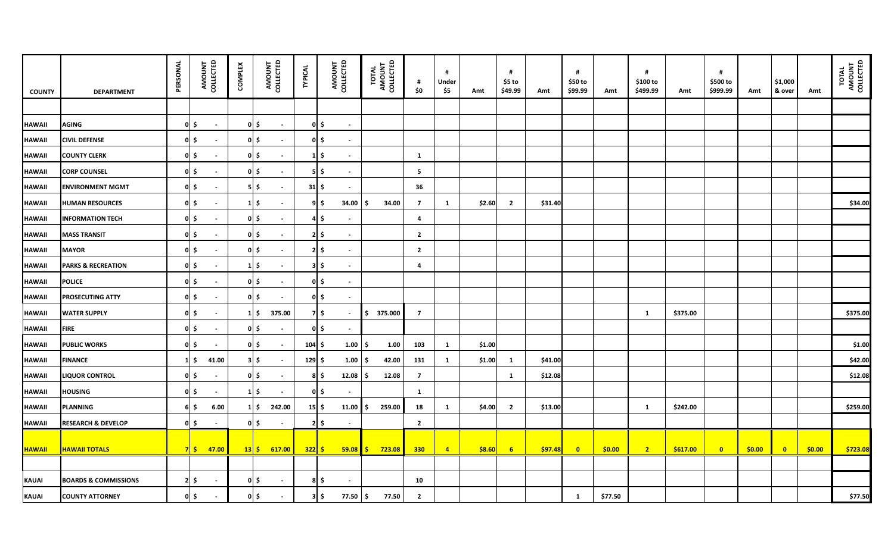| COUNTY | DEPARTMENT | PERSONAL | AMOUNT COLLECTED | COMPLEX | AMOUNT COLLECTED | TYPICAL | AMOUNT COLLECTED | TOTAL AMOUNT COLLECTED | # $0 | # Under $5 | Amt | # $5 to $49.99 | Amt | # $50 to $99.99 | Amt | # $100 to $499.99 | Amt | # $500 to $999.99 | Amt | $1,000 & over | Amt | TOTAL AMOUNT COLLECTED |
|---|---|---|---|---|---|---|---|---|---|---|---|---|---|---|---|---|---|---|---|---|---|---|
| | | | | | | | | | | | | | | | | | | | | | | |
| HAWAII | AGING | 0 | $ - | 0 | $ - | 0 | $ - | | | | | | | | | | | | | | | |
| HAWAII | CIVIL DEFENSE | 0 | $ - | 0 | $ - | 0 | $ - | | | | | | | | | | | | | | | |
| HAWAII | COUNTY CLERK | 0 | $ - | 0 | $ - | 1 | $ - | | 1 | | | | | | | | | | | | | |
| HAWAII | CORP COUNSEL | 0 | $ - | 0 | $ - | 5 | $ - | | 5 | | | | | | | | | | | | | |
| HAWAII | ENVIRONMENT MGMT | 0 | $ - | 5 | $ - | 31 | $ - | | 36 | | | | | | | | | | | | | |
| HAWAII | HUMAN RESOURCES | 0 | $ - | 1 | $ - | 9 | $ 34.00 | $ 34.00 | 7 | 1 | $2.60 | 2 | $31.40 | | | | | | | | | $34.00 |
| HAWAII | INFORMATION TECH | 0 | $ - | 0 | $ - | 4 | $ - | | 4 | | | | | | | | | | | | | |
| HAWAII | MASS TRANSIT | 0 | $ - | 0 | $ - | 2 | $ - | | 2 | | | | | | | | | | | | | |
| HAWAII | MAYOR | 0 | $ - | 0 | $ - | 2 | $ - | | 2 | | | | | | | | | | | | | |
| HAWAII | PARKS & RECREATION | 0 | $ - | 1 | $ - | 3 | $ - | | 4 | | | | | | | | | | | | | |
| HAWAII | POLICE | 0 | $ - | 0 | $ - | 0 | $ - | | | | | | | | | | | | | | | |
| HAWAII | PROSECUTING ATTY | 0 | $ - | 0 | $ - | 0 | $ - | | | | | | | | | | | | | | | |
| HAWAII | WATER SUPPLY | 0 | $ - | 1 | $ 375.00 | 7 | $ - | $ 375.000 | 7 | | | | | | | 1 | $375.00 | | | | | $375.00 |
| HAWAII | FIRE | 0 | $ - | 0 | $ - | 0 | $ - | | | | | | | | | | | | | | | |
| HAWAII | PUBLIC WORKS | 0 | $ - | 0 | $ - | 104 | $ 1.00 | $ 1.00 | 103 | 1 | $1.00 | | | | | | | | | | | $1.00 |
| HAWAII | FINANCE | 1 | $ 41.00 | 3 | $ - | 129 | $ 1.00 | $ 42.00 | 131 | 1 | $1.00 | 1 | $41.00 | | | | | | | | | $42.00 |
| HAWAII | LIQUOR CONTROL | 0 | $ - | 0 | $ - | 8 | $ 12.08 | $ 12.08 | 7 | | | 1 | $12.08 | | | | | | | | | $12.08 |
| HAWAII | HOUSING | 0 | $ - | 1 | $ - | 0 | $ - | | 1 | | | | | | | | | | | | | |
| HAWAII | PLANNING | 6 | $ 6.00 | 1 | $ 242.00 | 15 | $ 11.00 | $ 259.00 | 18 | 1 | $4.00 | 2 | $13.00 | | | 1 | $242.00 | | | | | $259.00 |
| HAWAII | RESEARCH & DEVELOP | 0 | $ - | 0 | $ - | 2 | $ - | | 2 | | | | | | | | | | | | | |
| **HAWAII** | **HAWAII TOTALS** | **7** | **$ 47.00** | **13** | **$ 617.00** | **322** | **$ 59.08** | **$ 723.08** | **330** | **4** | **$8.60** | **6** | **$97.48** | **0** | **$0.00** | **2** | **$617.00** | **0** | **$0.00** | **0** | **$0.00** | **$723.08** |
| | | | | | | | | | | | | | | | | | | | | | | |
| KAUAI | BOARDS & COMMISSIONS | 2 | $ - | 0 | $ - | 8 | $ - | | 10 | | | | | | | | | | | | | |
| KAUAI | COUNTY ATTORNEY | 0 | $ - | 0 | $ - | 3 | $ 77.50 | $ 77.50 | 2 | | | | | 1 | $77.50 | | | | | | | $77.50 |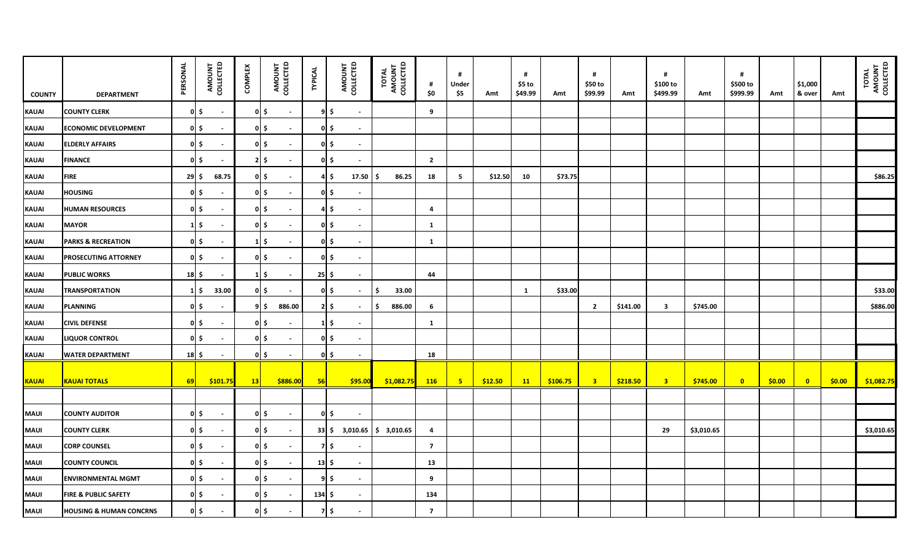| COUNTY | DEPARTMENT | PERSONAL | AMOUNT COLLECTED | COMPLEX | AMOUNT COLLECTED | TYPICAL | AMOUNT COLLECTED | TOTAL AMOUNT COLLECTED | # $0 | # Under $5 | Amt | # $5 to $49.99 | Amt | # $50 to $99.99 | Amt | # $100 to $499.99 | Amt | # $500 to $999.99 | Amt | $1,000 & over | Amt | TOTAL AMOUNT COLLECTED |
|---|---|---|---|---|---|---|---|---|---|---|---|---|---|---|---|---|---|---|---|---|---|---|
| KAUAI | COUNTY CLERK | 0 | $ - | 0 | $ - | 9 | $ - | | 9 | | | | | | | | | | | | | |
| KAUAI | ECONOMIC DEVELOPMENT | 0 | $ - | 0 | $ - | 0 | $ - | | | | | | | | | | | | | | | |
| KAUAI | ELDERLY AFFAIRS | 0 | $ - | 0 | $ - | 0 | $ - | | | | | | | | | | | | | | | |
| KAUAI | FINANCE | 0 | $ - | 2 | $ - | 0 | $ - | | 2 | | | | | | | | | | | | | |
| KAUAI | FIRE | 29 | $ 68.75 | 0 | $ - | 4 | $ 17.50 | $ 86.25 | 18 | 5 | $12.50 | 10 | $73.75 | | | | | | | | | $86.25 |
| KAUAI | HOUSING | 0 | $ - | 0 | $ - | 0 | $ - | | | | | | | | | | | | | | | |
| KAUAI | HUMAN RESOURCES | 0 | $ - | 0 | $ - | 4 | $ - | | 4 | | | | | | | | | | | | | |
| KAUAI | MAYOR | 1 | $ - | 0 | $ - | 0 | $ - | | 1 | | | | | | | | | | | | | |
| KAUAI | PARKS & RECREATION | 0 | $ - | 1 | $ - | 0 | $ - | | 1 | | | | | | | | | | | | | |
| KAUAI | PROSECUTING ATTORNEY | 0 | $ - | 0 | $ - | 0 | $ - | | | | | | | | | | | | | | | |
| KAUAI | PUBLIC WORKS | 18 | $ - | 1 | $ - | 25 | $ - | | 44 | | | | | | | | | | | | | |
| KAUAI | TRANSPORTATION | 1 | $ 33.00 | 0 | $ - | 0 | $ - | $ 33.00 | | | | 1 | $33.00 | | | | | | | | | $33.00 |
| KAUAI | PLANNING | 0 | $ - | 9 | $ 886.00 | 2 | $ - | $ 886.00 | 6 | | | | | 2 | $141.00 | 3 | $745.00 | | | | | $886.00 |
| KAUAI | CIVIL DEFENSE | 0 | $ - | 0 | $ - | 1 | $ - | | 1 | | | | | | | | | | | | | |
| KAUAI | LIQUOR CONTROL | 0 | $ - | 0 | $ - | 0 | $ - | | | | | | | | | | | | | | | |
| KAUAI | WATER DEPARTMENT | 18 | $ - | 0 | $ - | 0 | $ - | | 18 | | | | | | | | | | | | | |
| **KAUAI** | **KAUAI TOTALS** | **69** | **$101.75** | **13** | **$886.00** | **56** | **$95.00** | **$1,082.75** | **116** | **5** | **$12.50** | **11** | **$106.75** | **3** | **$218.50** | **3** | **$745.00** | **0** | **$0.00** | **0** | **$0.00** | **$1,082.75** |
| | | | | | | | | | | | | | | | | | | | | | | |
| MAUI | COUNTY AUDITOR | 0 | $ - | 0 | $ - | 0 | $ - | | | | | | | | | | | | | | | |
| MAUI | COUNTY CLERK | 0 | $ - | 0 | $ - | 33 | $ 3,010.65 | $ 3,010.65 | 4 | | | | | | | 29 | $3,010.65 | | | | | $3,010.65 |
| MAUI | CORP COUNSEL | 0 | $ - | 0 | $ - | 7 | $ - | | 7 | | | | | | | | | | | | | |
| MAUI | COUNTY COUNCIL | 0 | $ - | 0 | $ - | 13 | $ - | | 13 | | | | | | | | | | | | | |
| MAUI | ENVIRONMENTAL MGMT | 0 | $ - | 0 | $ - | 9 | $ - | | 9 | | | | | | | | | | | | | |
| MAUI | FIRE & PUBLIC SAFETY | 0 | $ - | 0 | $ - | 134 | $ - | | 134 | | | | | | | | | | | | | |
| MAUI | HOUSING & HUMAN CONCRNS | 0 | $ - | 0 | $ - | 7 | $ - | | 7 | | | | | | | | | | | | | |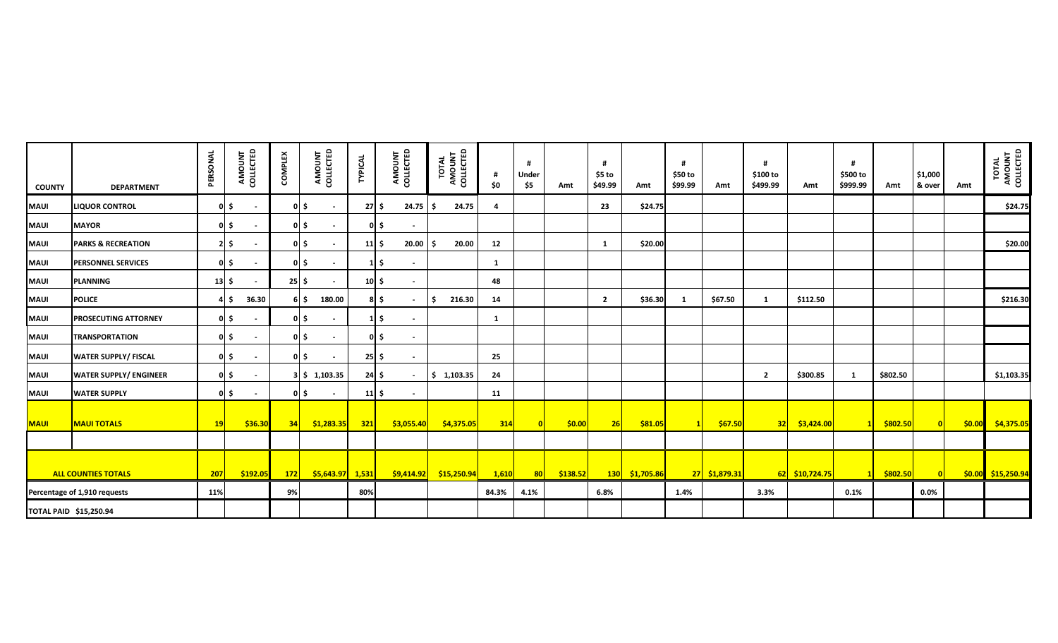| COUNTY | DEPARTMENT | PERSONAL | AMOUNT COLLECTED | COMPLEX | AMOUNT COLLECTED | TYPICAL | AMOUNT COLLECTED | TOTAL AMOUNT COLLECTED | # $0 | # Under $5 | Amt | # $5 to $49.99 | Amt | # $50 to $99.99 | Amt | # $100 to $499.99 | Amt | # $500 to $999.99 | Amt | $1,000 & over | Amt | TOTAL AMOUNT COLLECTED |
|---|---|---|---|---|---|---|---|---|---|---|---|---|---|---|---|---|---|---|---|---|---|---|
| MAUI | LIQUOR CONTROL | 0 | $ - | 0 | $ - | 27 | $ 24.75 | $ 24.75 | 4 | | | 23 | $24.75 | | | | | | | | | $24.75 |
| MAUI | MAYOR | 0 | $ - | 0 | $ - | 0 | $ - | | | | | | | | | | | | | | | |
| MAUI | PARKS & RECREATION | 2 | $ - | 0 | $ - | 11 | $ 20.00 | $ 20.00 | 12 | | | 1 | $20.00 | | | | | | | | | $20.00 |
| MAUI | PERSONNEL SERVICES | 0 | $ - | 0 | $ - | 1 | $ - | | 1 | | | | | | | | | | | | | |
| MAUI | PLANNING | 13 | $ - | 25 | $ - | 10 | $ - | | 48 | | | | | | | | | | | | | |
| MAUI | POLICE | 4 | $ 36.30 | 6 | $ 180.00 | 8 | $ - | $ 216.30 | 14 | | | 2 | $36.30 | 1 | $67.50 | 1 | $112.50 | | | | | $216.30 |
| MAUI | PROSECUTING ATTORNEY | 0 | $ - | 0 | $ - | 1 | $ - | | 1 | | | | | | | | | | | | | |
| MAUI | TRANSPORTATION | 0 | $ - | 0 | $ - | 0 | $ - | | | | | | | | | | | | | | | |
| MAUI | WATER SUPPLY/ FISCAL | 0 | $ - | 0 | $ - | 25 | $ - | | 25 | | | | | | | | | | | | | |
| MAUI | WATER SUPPLY/ ENGINEER | 0 | $ - | 3 | $ 1,103.35 | 24 | $ - | $ 1,103.35 | 24 | | | | | | | 2 | $300.85 | 1 | $802.50 | | | $1,103.35 |
| MAUI | WATER SUPPLY | 0 | $ - | 0 | $ - | 11 | $ - | | 11 | | | | | | | | | | | | | |
| MAUI | MAUI TOTALS | 19 | $36.30 | 34 | $1,283.35 | 321 | $3,055.40 | $4,375.05 | 314 | 0 | $0.00 | 26 | $81.05 | 1 | $67.50 | 32 | $3,424.00 | 1 | $802.50 | 0 | $0.00 | $4,375.05 |
| | | | | | | | | | | | | | | | | | | | | | | |
| ALL COUNTIES TOTALS | | 207 | $192.05 | 172 | $5,643.97 | 1,531 | $9,414.92 | $15,250.94 | 1,610 | 80 | $138.52 | 130 | $1,705.86 | 27 | $1,879.31 | 62 | $10,724.75 | 1 | $802.50 | 0 | $0.00 | $15,250.94 |
| Percentage of 1,910 requests | | 11% | | 9% | | 80% | | | 84.3% | 4.1% | | 6.8% | | 1.4% | | 3.3% | | 0.1% | | 0.0% | | |
| TOTAL PAID $15,250.94 | | | | | | | | | | | | | | | | | | | | | | |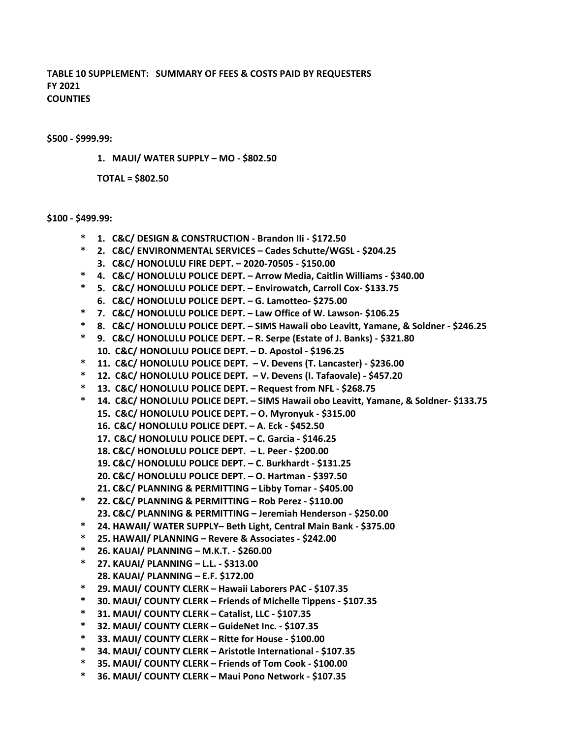**TABLE 10 SUPPLEMENT: SUMMARY OF FEES & COSTS PAID BY REQUESTERS**
**FY 2021**
**COUNTIES**

**$500 - $999.99:**

1. **MAUI/ WATER SUPPLY – MO - $802.50**

**TOTAL = $802.50**

**$100 - $499.99:**

\* 1. **C&C/ DESIGN & CONSTRUCTION - Brandon Ili - $172.50**
\* 2. **C&C/ ENVIRONMENTAL SERVICES – Cades Schutte/WGSL - $204.25**
3. **C&C/ HONOLULU FIRE DEPT. – 2020-70505 - $150.00**
\* 4. **C&C/ HONOLULU POLICE DEPT. – Arrow Media, Caitlin Williams - $340.00**
\* 5. **C&C/ HONOLULU POLICE DEPT. – Envirowatch, Carroll Cox- $133.75**
6. **C&C/ HONOLULU POLICE DEPT. – G. Lamotteo- $275.00**
\* 7. **C&C/ HONOLULU POLICE DEPT. – Law Office of W. Lawson- $106.25**
\* 8. **C&C/ HONOLULU POLICE DEPT. – SIMS Hawaii obo Leavitt, Yamane, & Soldner - $246.25**
\* 9. **C&C/ HONOLULU POLICE DEPT. – R. Serpe (Estate of J. Banks) - $321.80**
10. **C&C/ HONOLULU POLICE DEPT. – D. Apostol - $196.25**
\* 11. **C&C/ HONOLULU POLICE DEPT. – V. Devens (T. Lancaster) - $236.00**
\* 12. **C&C/ HONOLULU POLICE DEPT. – V. Devens (I. Tafaovale) - $457.20**
\* 13. **C&C/ HONOLULU POLICE DEPT. – Request from NFL - $268.75**
\* 14. **C&C/ HONOLULU POLICE DEPT. – SIMS Hawaii obo Leavitt, Yamane, & Soldner- $133.75**
15. **C&C/ HONOLULU POLICE DEPT. – O. Myronyuk - $315.00**
16. **C&C/ HONOLULU POLICE DEPT. – A. Eck - $452.50**
17. **C&C/ HONOLULU POLICE DEPT. – C. Garcia - $146.25**
18. **C&C/ HONOLULU POLICE DEPT. – L. Peer - $200.00**
19. **C&C/ HONOLULU POLICE DEPT. – C. Burkhardt - $131.25**
20. **C&C/ HONOLULU POLICE DEPT. – O. Hartman - $397.50**
21. **C&C/ PLANNING & PERMITTING – Libby Tomar - $405.00**
\* 22. **C&C/ PLANNING & PERMITTING – Rob Perez - $110.00**
23. **C&C/ PLANNING & PERMITTING – Jeremiah Henderson - $250.00**
\* 24. **HAWAII/ WATER SUPPLY– Beth Light, Central Main Bank - $375.00**
\* 25. **HAWAII/ PLANNING – Revere & Associates - $242.00**
\* 26. **KAUAI/ PLANNING – M.K.T. - $260.00**
\* 27. **KAUAI/ PLANNING – L.L. - $313.00**
28. **KAUAI/ PLANNING – E.F. $172.00**
\* 29. **MAUI/ COUNTY CLERK – Hawaii Laborers PAC - $107.35**
\* 30. **MAUI/ COUNTY CLERK – Friends of Michelle Tippens - $107.35**
\* 31. **MAUI/ COUNTY CLERK – Catalist, LLC - $107.35**
\* 32. **MAUI/ COUNTY CLERK – GuideNet Inc. - $107.35**
\* 33. **MAUI/ COUNTY CLERK – Ritte for House - $100.00**
\* 34. **MAUI/ COUNTY CLERK – Aristotle International - $107.35**
\* 35. **MAUI/ COUNTY CLERK – Friends of Tom Cook - $100.00**
\* 36. **MAUI/ COUNTY CLERK – Maui Pono Network - $107.35**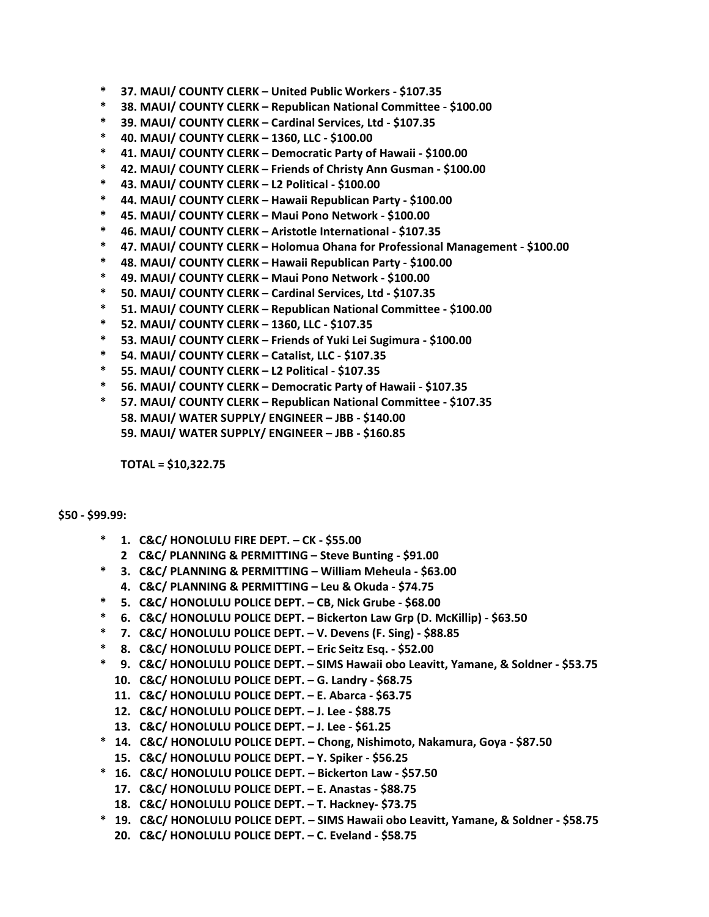**\* 37. MAUI/ COUNTY CLERK – United Public Workers - $107.35**
**\* 38. MAUI/ COUNTY CLERK – Republican National Committee - $100.00**
**\* 39. MAUI/ COUNTY CLERK – Cardinal Services, Ltd - $107.35**
**\* 40. MAUI/ COUNTY CLERK – 1360, LLC - $100.00**
**\* 41. MAUI/ COUNTY CLERK – Democratic Party of Hawaii - $100.00**
**\* 42. MAUI/ COUNTY CLERK – Friends of Christy Ann Gusman - $100.00**
**\* 43. MAUI/ COUNTY CLERK – L2 Political - $100.00**
**\* 44. MAUI/ COUNTY CLERK – Hawaii Republican Party - $100.00**
**\* 45. MAUI/ COUNTY CLERK – Maui Pono Network - $100.00**
**\* 46. MAUI/ COUNTY CLERK – Aristotle International - $107.35**
**\* 47. MAUI/ COUNTY CLERK – Holomua Ohana for Professional Management - $100.00**
**\* 48. MAUI/ COUNTY CLERK – Hawaii Republican Party - $100.00**
**\* 49. MAUI/ COUNTY CLERK – Maui Pono Network - $100.00**
**\* 50. MAUI/ COUNTY CLERK – Cardinal Services, Ltd - $107.35**
**\* 51. MAUI/ COUNTY CLERK – Republican National Committee - $100.00**
**\* 52. MAUI/ COUNTY CLERK – 1360, LLC - $107.35**
**\* 53. MAUI/ COUNTY CLERK – Friends of Yuki Lei Sugimura - $100.00**
**\* 54. MAUI/ COUNTY CLERK – Catalist, LLC - $107.35**
**\* 55. MAUI/ COUNTY CLERK – L2 Political - $107.35**
**\* 56. MAUI/ COUNTY CLERK – Democratic Party of Hawaii - $107.35**
**\* 57. MAUI/ COUNTY CLERK – Republican National Committee - $107.35**
**58. MAUI/ WATER SUPPLY/ ENGINEER – JBB - $140.00**
**59. MAUI/ WATER SUPPLY/ ENGINEER – JBB - $160.85**

**TOTAL = $10,322.75**

**$50 - $99.99:**

**\* 1. C&C/ HONOLULU FIRE DEPT. – CK - $55.00**
**2 C&C/ PLANNING & PERMITTING – Steve Bunting - $91.00**
**\* 3. C&C/ PLANNING & PERMITTING – William Meheula - $63.00**
**4. C&C/ PLANNING & PERMITTING – Leu & Okuda - $74.75**
**\* 5. C&C/ HONOLULU POLICE DEPT. – CB, Nick Grube - $68.00**
**\* 6. C&C/ HONOLULU POLICE DEPT. – Bickerton Law Grp (D. McKillip) - $63.50**
**\* 7. C&C/ HONOLULU POLICE DEPT. – V. Devens (F. Sing) - $88.85**
**\* 8. C&C/ HONOLULU POLICE DEPT. – Eric Seitz Esq. - $52.00**
**\* 9. C&C/ HONOLULU POLICE DEPT. – SIMS Hawaii obo Leavitt, Yamane, & Soldner - $53.75**
**10. C&C/ HONOLULU POLICE DEPT. – G. Landry - $68.75**
**11. C&C/ HONOLULU POLICE DEPT. – E. Abarca - $63.75**
**12. C&C/ HONOLULU POLICE DEPT. – J. Lee - $88.75**
**13. C&C/ HONOLULU POLICE DEPT. – J. Lee - $61.25**
**\* 14. C&C/ HONOLULU POLICE DEPT. – Chong, Nishimoto, Nakamura, Goya - $87.50**
**15. C&C/ HONOLULU POLICE DEPT. – Y. Spiker - $56.25**
**\* 16. C&C/ HONOLULU POLICE DEPT. – Bickerton Law - $57.50**
**17. C&C/ HONOLULU POLICE DEPT. – E. Anastas - $88.75**
**18. C&C/ HONOLULU POLICE DEPT. – T. Hackney- $73.75**
**\* 19. C&C/ HONOLULU POLICE DEPT. – SIMS Hawaii obo Leavitt, Yamane, & Soldner - $58.75**
**20. C&C/ HONOLULU POLICE DEPT. – C. Eveland - $58.75**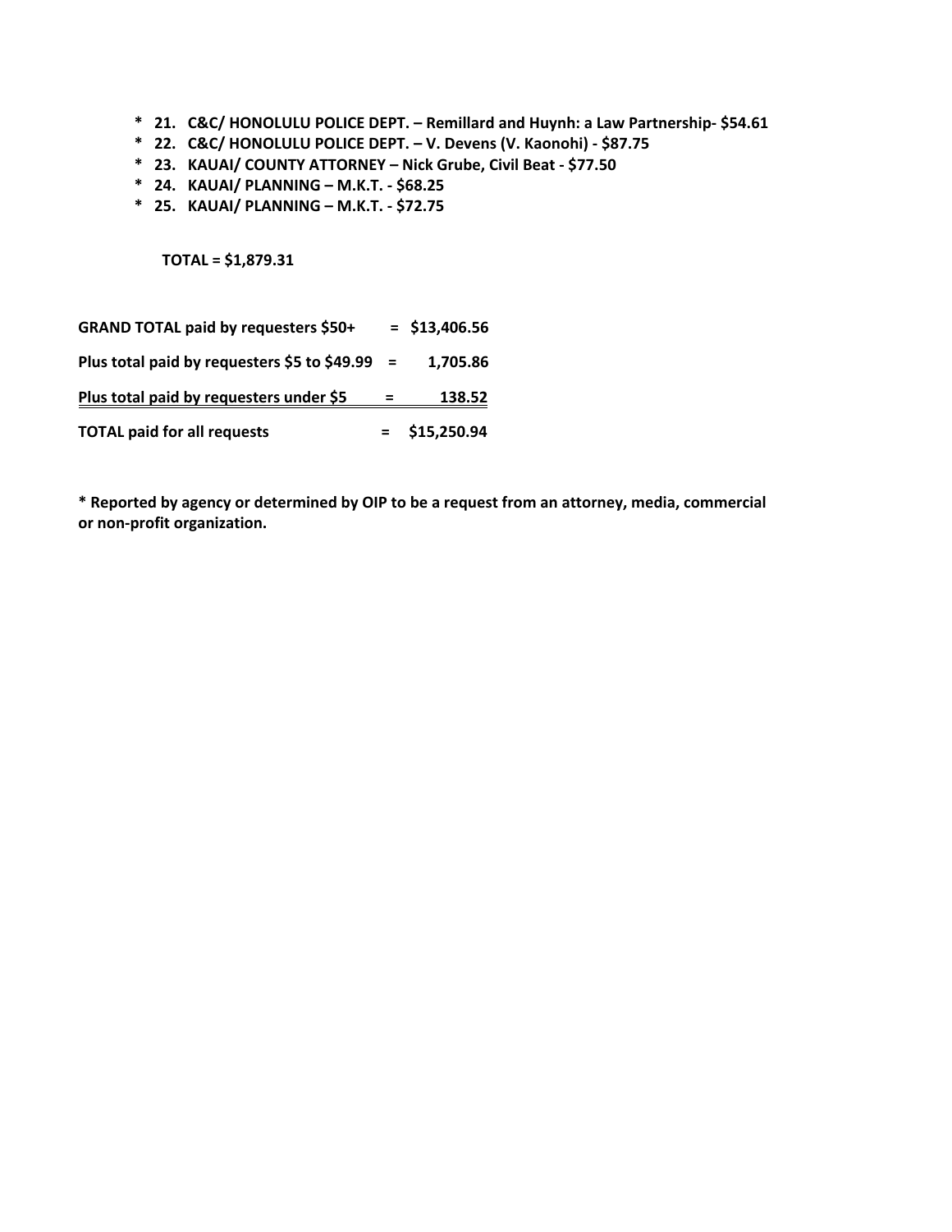\* 21. C&C/ HONOLULU POLICE DEPT. – Remillard and Huynh: a Law Partnership- $54.61

\* 22. C&C/ HONOLULU POLICE DEPT. – V. Devens (V. Kaonohi) - $87.75

\* 23. KAUAI/ COUNTY ATTORNEY – Nick Grube, Civil Beat - $77.50

\* 24. KAUAI/ PLANNING – M.K.T. - $68.25

\* 25. KAUAI/ PLANNING – M.K.T. - $72.75

**TOTAL = $1,879.31**

| | | |
|---|---|---|
| **GRAND TOTAL paid by requesters $50+** | **=** | **$13,406.56** |
| **Plus total paid by requesters $5 to $49.99** | **=** | **1,705.86** |
| **Plus total paid by requesters under $5** | **=** | **138.52** |
| **TOTAL paid for all requests** | **=** | **$15,250.94** |

**\* Reported by agency or determined by OIP to be a request from an attorney, media, commercial or non-profit organization.**